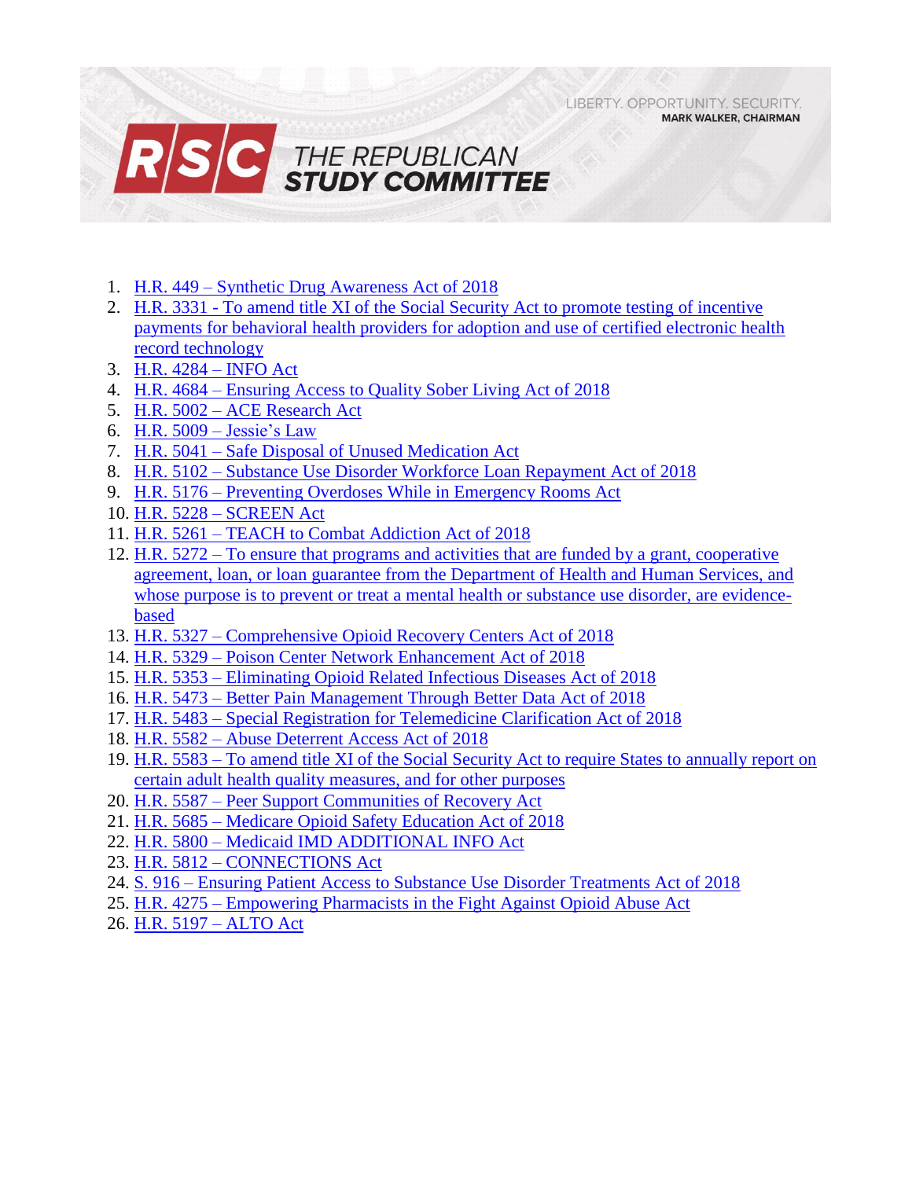# THE REPUBLICAN STUDY COMMITTEE

LIBERTY. OPPORTUNITY. SECURITY.
MARK WALKER, CHAIRMAN

1. H.R. 449 – Synthetic Drug Awareness Act of 2018
2. H.R. 3331 - To amend title XI of the Social Security Act to promote testing of incentive payments for behavioral health providers for adoption and use of certified electronic health record technology
3. H.R. 4284 – INFO Act
4. H.R. 4684 – Ensuring Access to Quality Sober Living Act of 2018
5. H.R. 5002 – ACE Research Act
6. H.R. 5009 – Jessie's Law
7. H.R. 5041 – Safe Disposal of Unused Medication Act
8. H.R. 5102 – Substance Use Disorder Workforce Loan Repayment Act of 2018
9. H.R. 5176 – Preventing Overdoses While in Emergency Rooms Act
10. H.R. 5228 – SCREEN Act
11. H.R. 5261 – TEACH to Combat Addiction Act of 2018
12. H.R. 5272 – To ensure that programs and activities that are funded by a grant, cooperative agreement, loan, or loan guarantee from the Department of Health and Human Services, and whose purpose is to prevent or treat a mental health or substance use disorder, are evidence-based
13. H.R. 5327 – Comprehensive Opioid Recovery Centers Act of 2018
14. H.R. 5329 – Poison Center Network Enhancement Act of 2018
15. H.R. 5353 – Eliminating Opioid Related Infectious Diseases Act of 2018
16. H.R. 5473 – Better Pain Management Through Better Data Act of 2018
17. H.R. 5483 – Special Registration for Telemedicine Clarification Act of 2018
18. H.R. 5582 – Abuse Deterrent Access Act of 2018
19. H.R. 5583 – To amend title XI of the Social Security Act to require States to annually report on certain adult health quality measures, and for other purposes
20. H.R. 5587 – Peer Support Communities of Recovery Act
21. H.R. 5685 – Medicare Opioid Safety Education Act of 2018
22. H.R. 5800 – Medicaid IMD ADDITIONAL INFO Act
23. H.R. 5812 – CONNECTIONS Act
24. S. 916 – Ensuring Patient Access to Substance Use Disorder Treatments Act of 2018
25. H.R. 4275 – Empowering Pharmacists in the Fight Against Opioid Abuse Act
26. H.R. 5197 – ALTO Act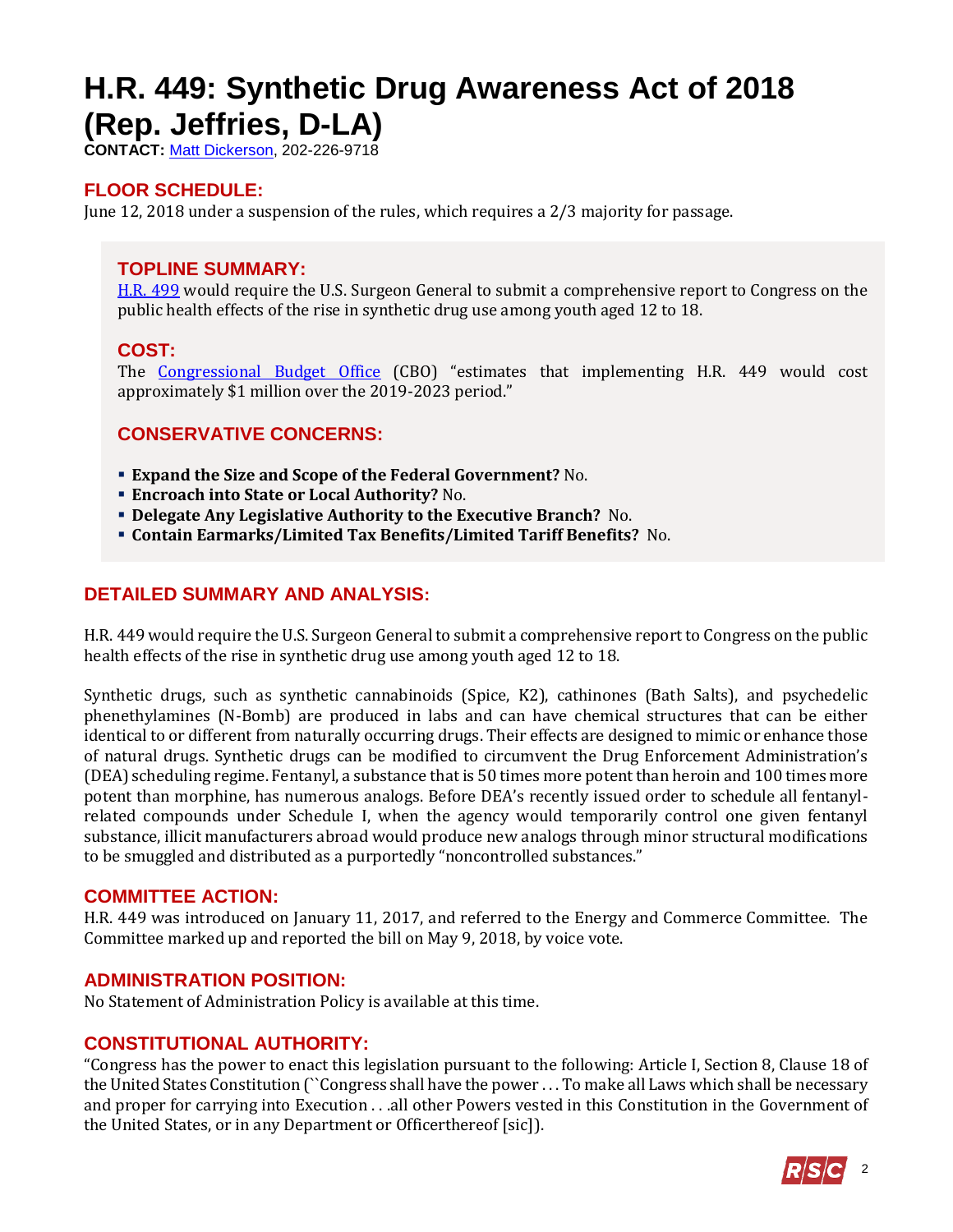# H.R. 449: Synthetic Drug Awareness Act of 2018 (Rep. Jeffries, D-LA)

**CONTACT:** Matt Dickerson, 202-226-9718

## FLOOR SCHEDULE:

June 12, 2018 under a suspension of the rules, which requires a 2/3 majority for passage.

## TOPLINE SUMMARY:

H.R. 499 would require the U.S. Surgeon General to submit a comprehensive report to Congress on the public health effects of the rise in synthetic drug use among youth aged 12 to 18.

## COST:

The Congressional Budget Office (CBO) "estimates that implementing H.R. 449 would cost approximately $1 million over the 2019-2023 period."

## CONSERVATIVE CONCERNS:

- **Expand the Size and Scope of the Federal Government?** No.
- **Encroach into State or Local Authority?** No.
- **Delegate Any Legislative Authority to the Executive Branch?** No.
- **Contain Earmarks/Limited Tax Benefits/Limited Tariff Benefits?** No.

## DETAILED SUMMARY AND ANALYSIS:

H.R. 449 would require the U.S. Surgeon General to submit a comprehensive report to Congress on the public health effects of the rise in synthetic drug use among youth aged 12 to 18.

Synthetic drugs, such as synthetic cannabinoids (Spice, K2), cathinones (Bath Salts), and psychedelic phenethylamines (N-Bomb) are produced in labs and can have chemical structures that can be either identical to or different from naturally occurring drugs. Their effects are designed to mimic or enhance those of natural drugs. Synthetic drugs can be modified to circumvent the Drug Enforcement Administration's (DEA) scheduling regime. Fentanyl, a substance that is 50 times more potent than heroin and 100 times more potent than morphine, has numerous analogs. Before DEA's recently issued order to schedule all fentanyl-related compounds under Schedule I, when the agency would temporarily control one given fentanyl substance, illicit manufacturers abroad would produce new analogs through minor structural modifications to be smuggled and distributed as a purportedly "noncontrolled substances."

## COMMITTEE ACTION:

H.R. 449 was introduced on January 11, 2017, and referred to the Energy and Commerce Committee. The Committee marked up and reported the bill on May 9, 2018, by voice vote.

## ADMINISTRATION POSITION:

No Statement of Administration Policy is available at this time.

## CONSTITUTIONAL AUTHORITY:

"Congress has the power to enact this legislation pursuant to the following: Article I, Section 8, Clause 18 of the United States Constitution (``Congress shall have the power . . . To make all Laws which shall be necessary and proper for carrying into Execution . . .all other Powers vested in this Constitution in the Government of the United States, or in any Department or Officerthereof [sic]).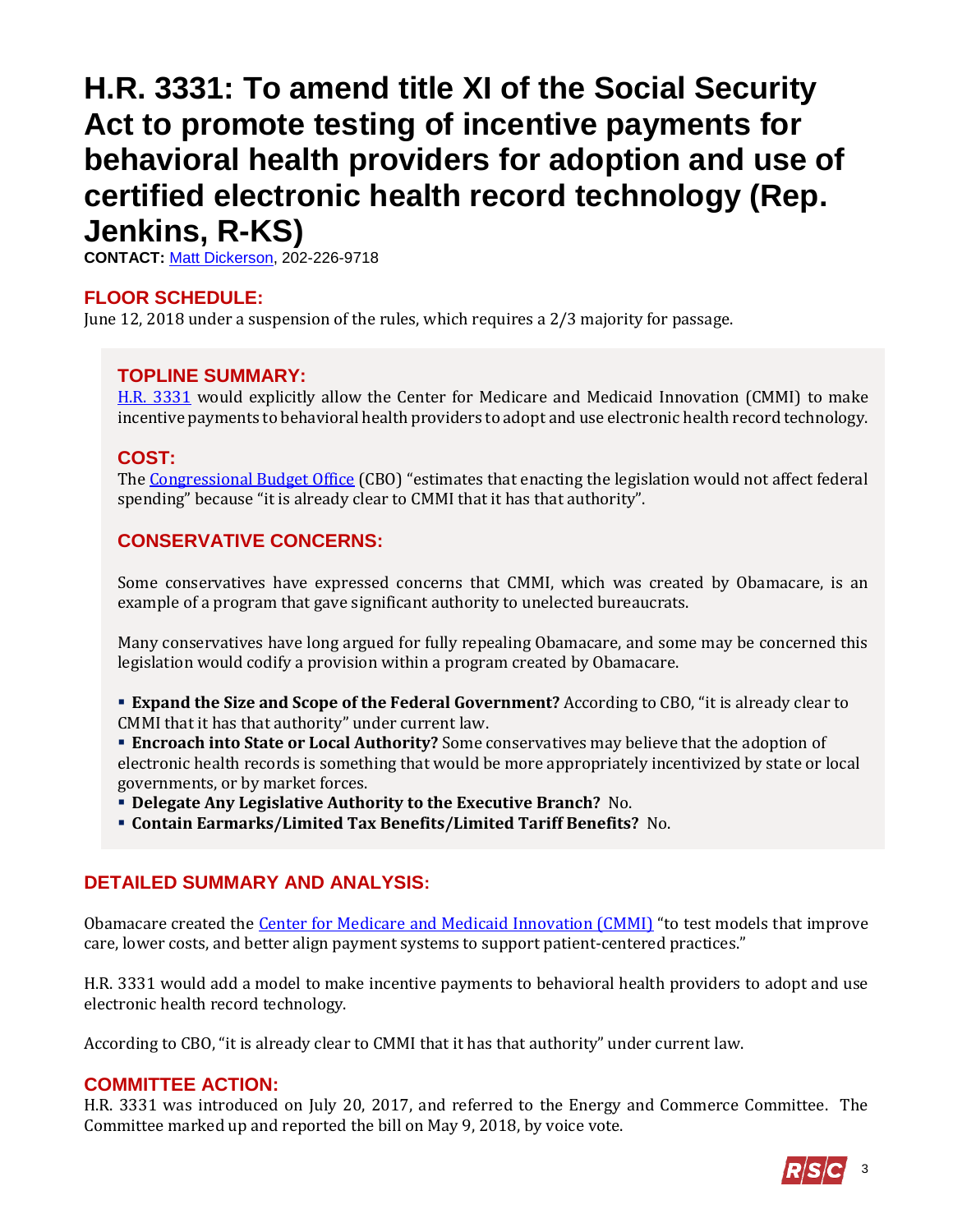# H.R. 3331: To amend title XI of the Social Security Act to promote testing of incentive payments for behavioral health providers for adoption and use of certified electronic health record technology (Rep. Jenkins, R-KS)

**CONTACT:** Matt Dickerson, 202-226-9718

## FLOOR SCHEDULE:

June 12, 2018 under a suspension of the rules, which requires a 2/3 majority for passage.

## TOPLINE SUMMARY:

H.R. 3331 would explicitly allow the Center for Medicare and Medicaid Innovation (CMMI) to make incentive payments to behavioral health providers to adopt and use electronic health record technology.

## COST:

The Congressional Budget Office (CBO) "estimates that enacting the legislation would not affect federal spending" because "it is already clear to CMMI that it has that authority".

## CONSERVATIVE CONCERNS:

Some conservatives have expressed concerns that CMMI, which was created by Obamacare, is an example of a program that gave significant authority to unelected bureaucrats.

Many conservatives have long argued for fully repealing Obamacare, and some may be concerned this legislation would codify a provision within a program created by Obamacare.

- **Expand the Size and Scope of the Federal Government?** According to CBO, "it is already clear to CMMI that it has that authority" under current law.
- **Encroach into State or Local Authority?** Some conservatives may believe that the adoption of electronic health records is something that would be more appropriately incentivized by state or local governments, or by market forces.
- **Delegate Any Legislative Authority to the Executive Branch?** No.
- **Contain Earmarks/Limited Tax Benefits/Limited Tariff Benefits?** No.

## DETAILED SUMMARY AND ANALYSIS:

Obamacare created the Center for Medicare and Medicaid Innovation (CMMI) "to test models that improve care, lower costs, and better align payment systems to support patient-centered practices."

H.R. 3331 would add a model to make incentive payments to behavioral health providers to adopt and use electronic health record technology.

According to CBO, "it is already clear to CMMI that it has that authority" under current law.

## COMMITTEE ACTION:

H.R. 3331 was introduced on July 20, 2017, and referred to the Energy and Commerce Committee. The Committee marked up and reported the bill on May 9, 2018, by voice vote.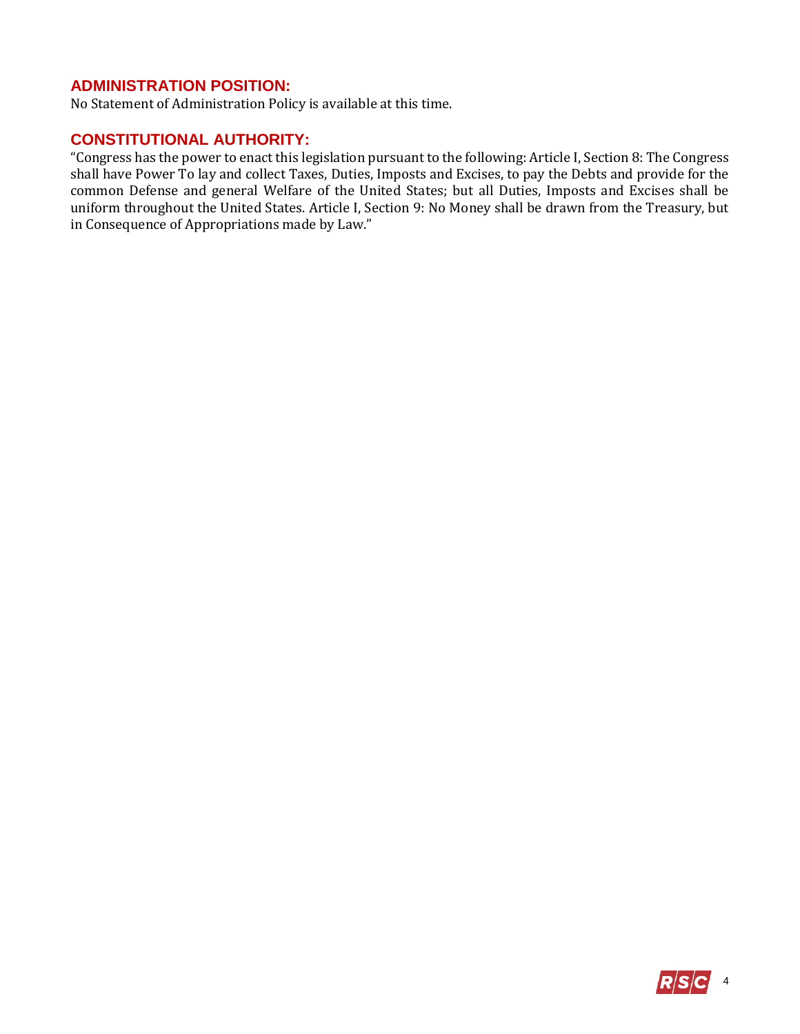## ADMINISTRATION POSITION:

No Statement of Administration Policy is available at this time.

## CONSTITUTIONAL AUTHORITY:

"Congress has the power to enact this legislation pursuant to the following: Article I, Section 8: The Congress shall have Power To lay and collect Taxes, Duties, Imposts and Excises, to pay the Debts and provide for the common Defense and general Welfare of the United States; but all Duties, Imposts and Excises shall be uniform throughout the United States. Article I, Section 9: No Money shall be drawn from the Treasury, but in Consequence of Appropriations made by Law."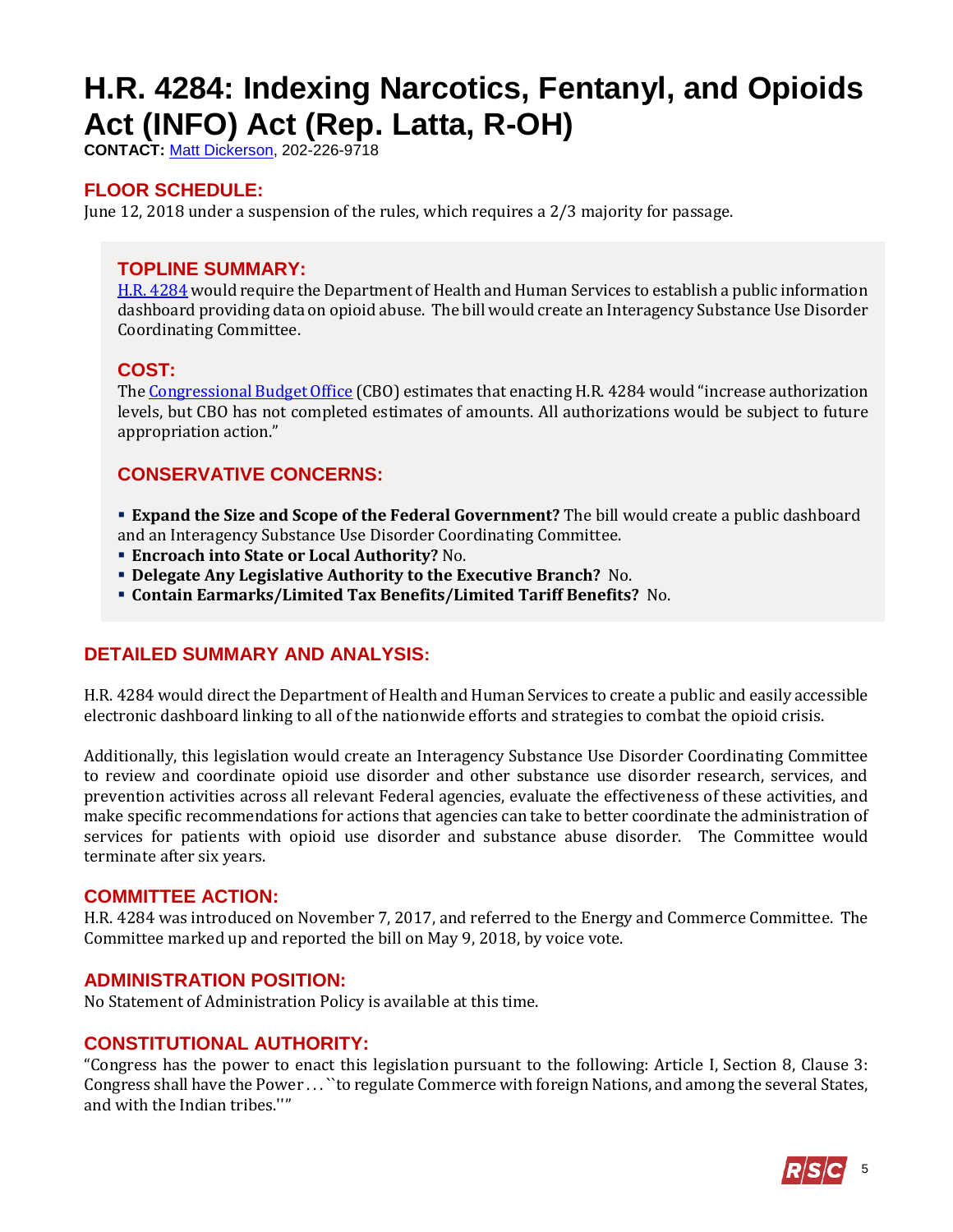# H.R. 4284: Indexing Narcotics, Fentanyl, and Opioids Act (INFO) Act (Rep. Latta, R-OH)

**CONTACT:** Matt Dickerson, 202-226-9718

## FLOOR SCHEDULE:

June 12, 2018 under a suspension of the rules, which requires a 2/3 majority for passage.

## TOPLINE SUMMARY:

H.R. 4284 would require the Department of Health and Human Services to establish a public information dashboard providing data on opioid abuse. The bill would create an Interagency Substance Use Disorder Coordinating Committee.

## COST:

The Congressional Budget Office (CBO) estimates that enacting H.R. 4284 would "increase authorization levels, but CBO has not completed estimates of amounts. All authorizations would be subject to future appropriation action."

## CONSERVATIVE CONCERNS:

- **Expand the Size and Scope of the Federal Government?** The bill would create a public dashboard and an Interagency Substance Use Disorder Coordinating Committee.
- **Encroach into State or Local Authority?** No.
- **Delegate Any Legislative Authority to the Executive Branch?** No.
- **Contain Earmarks/Limited Tax Benefits/Limited Tariff Benefits?** No.

## DETAILED SUMMARY AND ANALYSIS:

H.R. 4284 would direct the Department of Health and Human Services to create a public and easily accessible electronic dashboard linking to all of the nationwide efforts and strategies to combat the opioid crisis.

Additionally, this legislation would create an Interagency Substance Use Disorder Coordinating Committee to review and coordinate opioid use disorder and other substance use disorder research, services, and prevention activities across all relevant Federal agencies, evaluate the effectiveness of these activities, and make specific recommendations for actions that agencies can take to better coordinate the administration of services for patients with opioid use disorder and substance abuse disorder. The Committee would terminate after six years.

## COMMITTEE ACTION:

H.R. 4284 was introduced on November 7, 2017, and referred to the Energy and Commerce Committee. The Committee marked up and reported the bill on May 9, 2018, by voice vote.

## ADMINISTRATION POSITION:

No Statement of Administration Policy is available at this time.

## CONSTITUTIONAL AUTHORITY:

"Congress has the power to enact this legislation pursuant to the following: Article I, Section 8, Clause 3: Congress shall have the Power . . . ``to regulate Commerce with foreign Nations, and among the several States, and with the Indian tribes.''"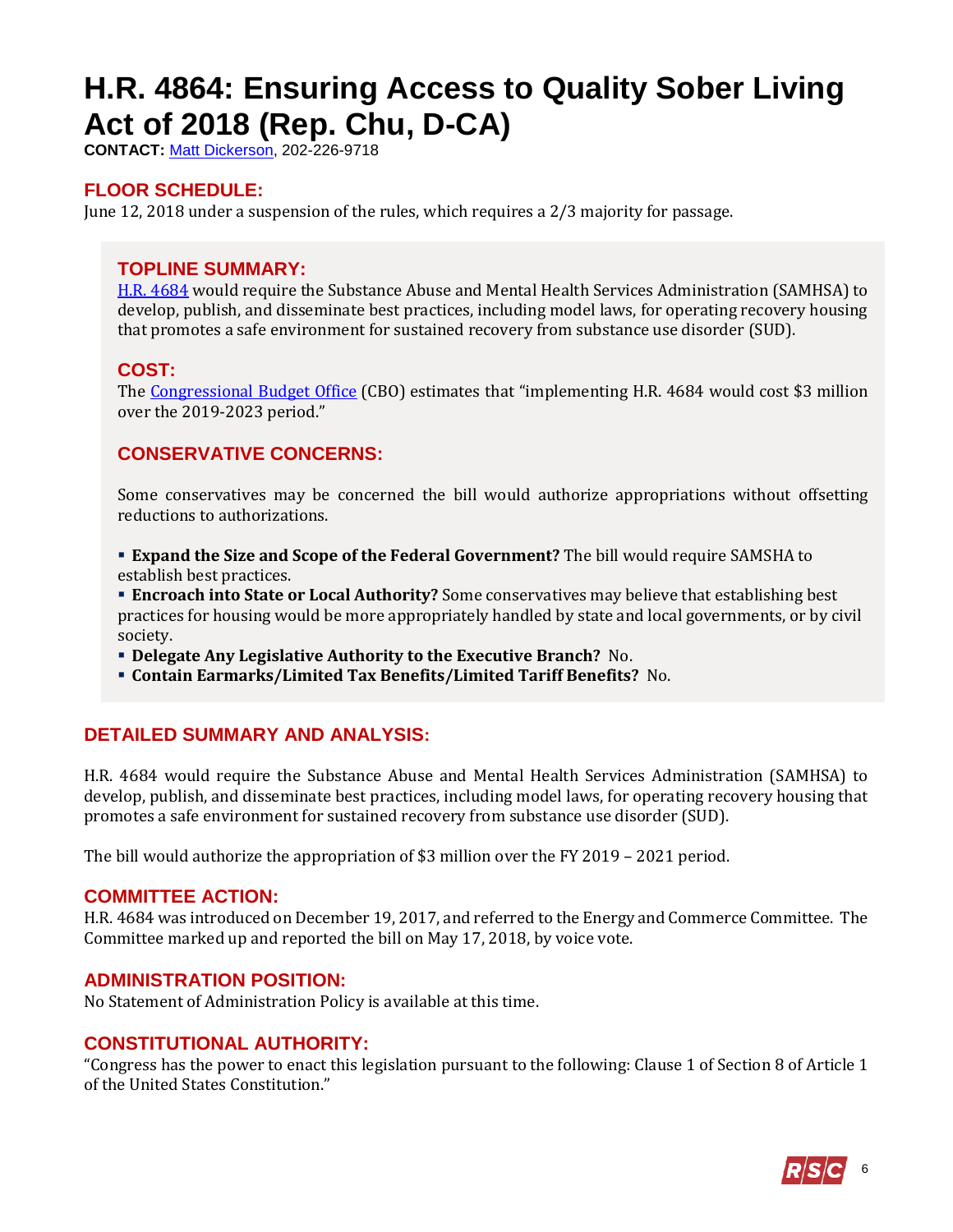# H.R. 4864: Ensuring Access to Quality Sober Living Act of 2018 (Rep. Chu, D-CA)

**CONTACT:** Matt Dickerson, 202-226-9718

## FLOOR SCHEDULE:

June 12, 2018 under a suspension of the rules, which requires a 2/3 majority for passage.

## TOPLINE SUMMARY:

H.R. 4684 would require the Substance Abuse and Mental Health Services Administration (SAMHSA) to develop, publish, and disseminate best practices, including model laws, for operating recovery housing that promotes a safe environment for sustained recovery from substance use disorder (SUD).

## COST:

The Congressional Budget Office (CBO) estimates that "implementing H.R. 4684 would cost $3 million over the 2019-2023 period."

## CONSERVATIVE CONCERNS:

Some conservatives may be concerned the bill would authorize appropriations without offsetting reductions to authorizations.

- **Expand the Size and Scope of the Federal Government?** The bill would require SAMSHA to establish best practices.
- **Encroach into State or Local Authority?** Some conservatives may believe that establishing best practices for housing would be more appropriately handled by state and local governments, or by civil society.
- **Delegate Any Legislative Authority to the Executive Branch?** No.
- **Contain Earmarks/Limited Tax Benefits/Limited Tariff Benefits?** No.

## DETAILED SUMMARY AND ANALYSIS:

H.R. 4684 would require the Substance Abuse and Mental Health Services Administration (SAMHSA) to develop, publish, and disseminate best practices, including model laws, for operating recovery housing that promotes a safe environment for sustained recovery from substance use disorder (SUD).

The bill would authorize the appropriation of $3 million over the FY 2019 – 2021 period.

## COMMITTEE ACTION:

H.R. 4684 was introduced on December 19, 2017, and referred to the Energy and Commerce Committee. The Committee marked up and reported the bill on May 17, 2018, by voice vote.

## ADMINISTRATION POSITION:

No Statement of Administration Policy is available at this time.

## CONSTITUTIONAL AUTHORITY:

"Congress has the power to enact this legislation pursuant to the following: Clause 1 of Section 8 of Article 1 of the United States Constitution."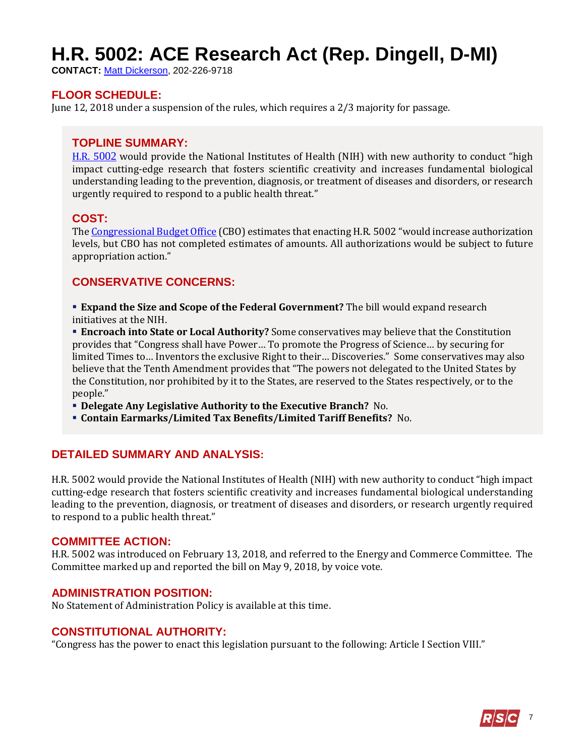# H.R. 5002: ACE Research Act (Rep. Dingell, D-MI)

**CONTACT:** Matt Dickerson, 202-226-9718

## FLOOR SCHEDULE:

June 12, 2018 under a suspension of the rules, which requires a 2/3 majority for passage.

## TOPLINE SUMMARY:

H.R. 5002 would provide the National Institutes of Health (NIH) with new authority to conduct "high impact cutting-edge research that fosters scientific creativity and increases fundamental biological understanding leading to the prevention, diagnosis, or treatment of diseases and disorders, or research urgently required to respond to a public health threat."

## COST:

The Congressional Budget Office (CBO) estimates that enacting H.R. 5002 "would increase authorization levels, but CBO has not completed estimates of amounts. All authorizations would be subject to future appropriation action."

## CONSERVATIVE CONCERNS:

- **Expand the Size and Scope of the Federal Government?** The bill would expand research initiatives at the NIH.
- **Encroach into State or Local Authority?** Some conservatives may believe that the Constitution provides that "Congress shall have Power… To promote the Progress of Science… by securing for limited Times to… Inventors the exclusive Right to their… Discoveries." Some conservatives may also believe that the Tenth Amendment provides that "The powers not delegated to the United States by the Constitution, nor prohibited by it to the States, are reserved to the States respectively, or to the people."
- **Delegate Any Legislative Authority to the Executive Branch?** No.
- **Contain Earmarks/Limited Tax Benefits/Limited Tariff Benefits?** No.

## DETAILED SUMMARY AND ANALYSIS:

H.R. 5002 would provide the National Institutes of Health (NIH) with new authority to conduct "high impact cutting-edge research that fosters scientific creativity and increases fundamental biological understanding leading to the prevention, diagnosis, or treatment of diseases and disorders, or research urgently required to respond to a public health threat."

## COMMITTEE ACTION:

H.R. 5002 was introduced on February 13, 2018, and referred to the Energy and Commerce Committee. The Committee marked up and reported the bill on May 9, 2018, by voice vote.

## ADMINISTRATION POSITION:

No Statement of Administration Policy is available at this time.

## CONSTITUTIONAL AUTHORITY:

"Congress has the power to enact this legislation pursuant to the following: Article I Section VIII."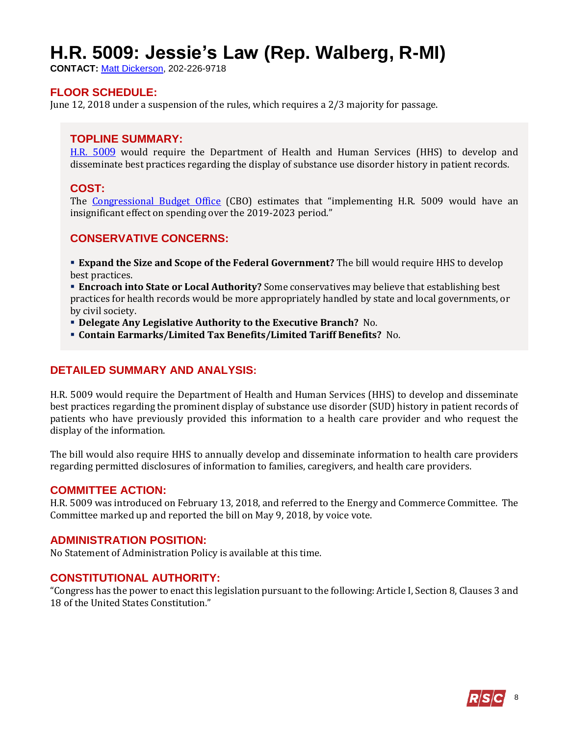# H.R. 5009: Jessie's Law (Rep. Walberg, R-MI)

**CONTACT:** Matt Dickerson, 202-226-9718

## FLOOR SCHEDULE:

June 12, 2018 under a suspension of the rules, which requires a 2/3 majority for passage.

## TOPLINE SUMMARY:

H.R. 5009 would require the Department of Health and Human Services (HHS) to develop and disseminate best practices regarding the display of substance use disorder history in patient records.

## COST:

The Congressional Budget Office (CBO) estimates that "implementing H.R. 5009 would have an insignificant effect on spending over the 2019-2023 period."

## CONSERVATIVE CONCERNS:

- **Expand the Size and Scope of the Federal Government?** The bill would require HHS to develop best practices.
- **Encroach into State or Local Authority?** Some conservatives may believe that establishing best practices for health records would be more appropriately handled by state and local governments, or by civil society.
- **Delegate Any Legislative Authority to the Executive Branch?** No.
- **Contain Earmarks/Limited Tax Benefits/Limited Tariff Benefits?** No.

## DETAILED SUMMARY AND ANALYSIS:

H.R. 5009 would require the Department of Health and Human Services (HHS) to develop and disseminate best practices regarding the prominent display of substance use disorder (SUD) history in patient records of patients who have previously provided this information to a health care provider and who request the display of the information.

The bill would also require HHS to annually develop and disseminate information to health care providers regarding permitted disclosures of information to families, caregivers, and health care providers.

## COMMITTEE ACTION:

H.R. 5009 was introduced on February 13, 2018, and referred to the Energy and Commerce Committee. The Committee marked up and reported the bill on May 9, 2018, by voice vote.

## ADMINISTRATION POSITION:

No Statement of Administration Policy is available at this time.

## CONSTITUTIONAL AUTHORITY:

"Congress has the power to enact this legislation pursuant to the following: Article I, Section 8, Clauses 3 and 18 of the United States Constitution."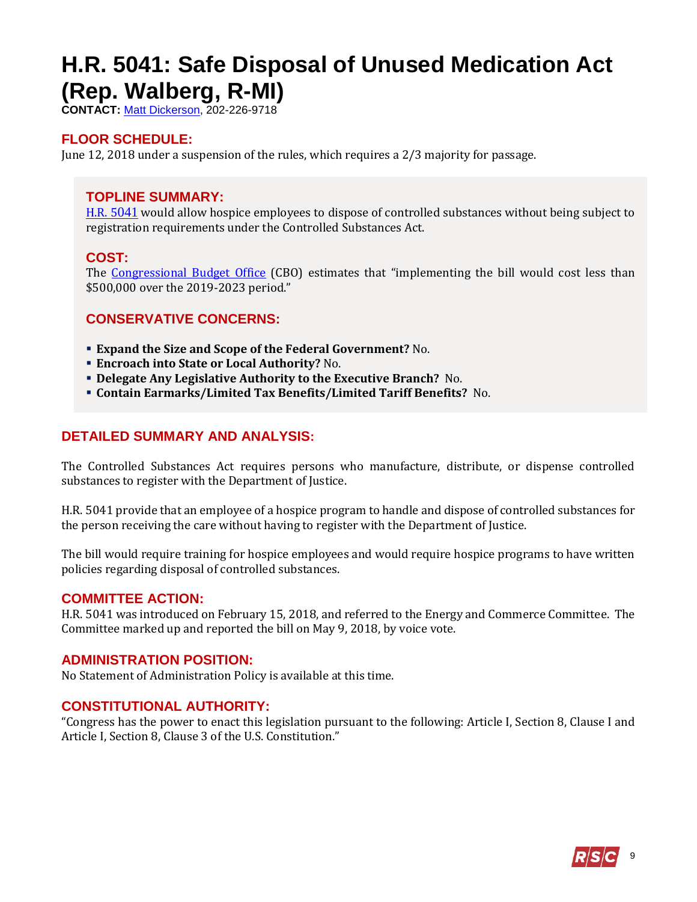# H.R. 5041: Safe Disposal of Unused Medication Act (Rep. Walberg, R-MI)

**CONTACT:** Matt Dickerson, 202-226-9718

## FLOOR SCHEDULE:

June 12, 2018 under a suspension of the rules, which requires a 2/3 majority for passage.

## TOPLINE SUMMARY:

H.R. 5041 would allow hospice employees to dispose of controlled substances without being subject to registration requirements under the Controlled Substances Act.

## COST:

The Congressional Budget Office (CBO) estimates that "implementing the bill would cost less than $500,000 over the 2019-2023 period."

## CONSERVATIVE CONCERNS:

- **Expand the Size and Scope of the Federal Government?** No.
- **Encroach into State or Local Authority?** No.
- **Delegate Any Legislative Authority to the Executive Branch?** No.
- **Contain Earmarks/Limited Tax Benefits/Limited Tariff Benefits?** No.

## DETAILED SUMMARY AND ANALYSIS:

The Controlled Substances Act requires persons who manufacture, distribute, or dispense controlled substances to register with the Department of Justice.

H.R. 5041 provide that an employee of a hospice program to handle and dispose of controlled substances for the person receiving the care without having to register with the Department of Justice.

The bill would require training for hospice employees and would require hospice programs to have written policies regarding disposal of controlled substances.

## COMMITTEE ACTION:

H.R. 5041 was introduced on February 15, 2018, and referred to the Energy and Commerce Committee. The Committee marked up and reported the bill on May 9, 2018, by voice vote.

## ADMINISTRATION POSITION:

No Statement of Administration Policy is available at this time.

## CONSTITUTIONAL AUTHORITY:

"Congress has the power to enact this legislation pursuant to the following: Article I, Section 8, Clause I and Article I, Section 8, Clause 3 of the U.S. Constitution."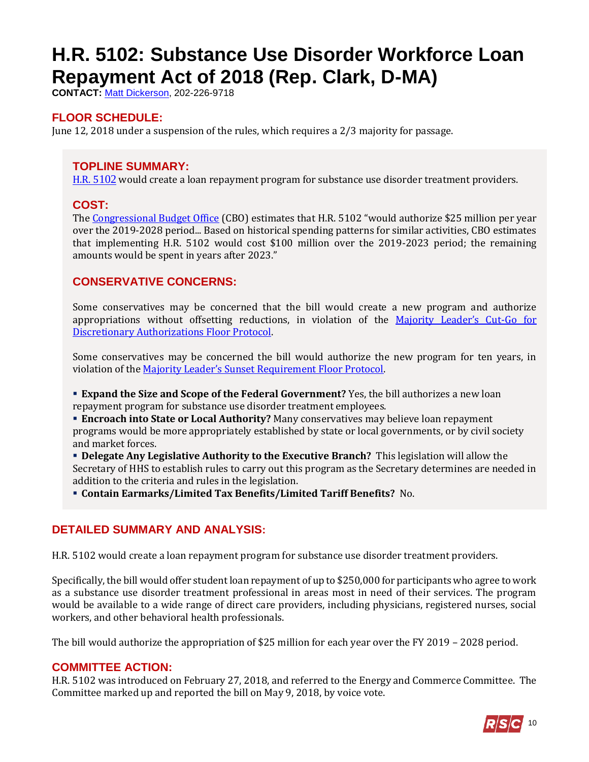# H.R. 5102: Substance Use Disorder Workforce Loan Repayment Act of 2018 (Rep. Clark, D-MA)

**CONTACT:** Matt Dickerson, 202-226-9718

## FLOOR SCHEDULE:

June 12, 2018 under a suspension of the rules, which requires a 2/3 majority for passage.

## TOPLINE SUMMARY:

H.R. 5102 would create a loan repayment program for substance use disorder treatment providers.

## COST:

The Congressional Budget Office (CBO) estimates that H.R. 5102 "would authorize $25 million per year over the 2019-2028 period... Based on historical spending patterns for similar activities, CBO estimates that implementing H.R. 5102 would cost $100 million over the 2019-2023 period; the remaining amounts would be spent in years after 2023."

## CONSERVATIVE CONCERNS:

Some conservatives may be concerned that the bill would create a new program and authorize appropriations without offsetting reductions, in violation of the Majority Leader's Cut-Go for Discretionary Authorizations Floor Protocol.

Some conservatives may be concerned the bill would authorize the new program for ten years, in violation of the Majority Leader's Sunset Requirement Floor Protocol.

- **Expand the Size and Scope of the Federal Government?** Yes, the bill authorizes a new loan repayment program for substance use disorder treatment employees.
- **Encroach into State or Local Authority?** Many conservatives may believe loan repayment programs would be more appropriately established by state or local governments, or by civil society and market forces.
- **Delegate Any Legislative Authority to the Executive Branch?** This legislation will allow the Secretary of HHS to establish rules to carry out this program as the Secretary determines are needed in addition to the criteria and rules in the legislation.
- **Contain Earmarks/Limited Tax Benefits/Limited Tariff Benefits?** No.

## DETAILED SUMMARY AND ANALYSIS:

H.R. 5102 would create a loan repayment program for substance use disorder treatment providers.

Specifically, the bill would offer student loan repayment of up to $250,000 for participants who agree to work as a substance use disorder treatment professional in areas most in need of their services. The program would be available to a wide range of direct care providers, including physicians, registered nurses, social workers, and other behavioral health professionals.

The bill would authorize the appropriation of $25 million for each year over the FY 2019 – 2028 period.

## COMMITTEE ACTION:

H.R. 5102 was introduced on February 27, 2018, and referred to the Energy and Commerce Committee. The Committee marked up and reported the bill on May 9, 2018, by voice vote.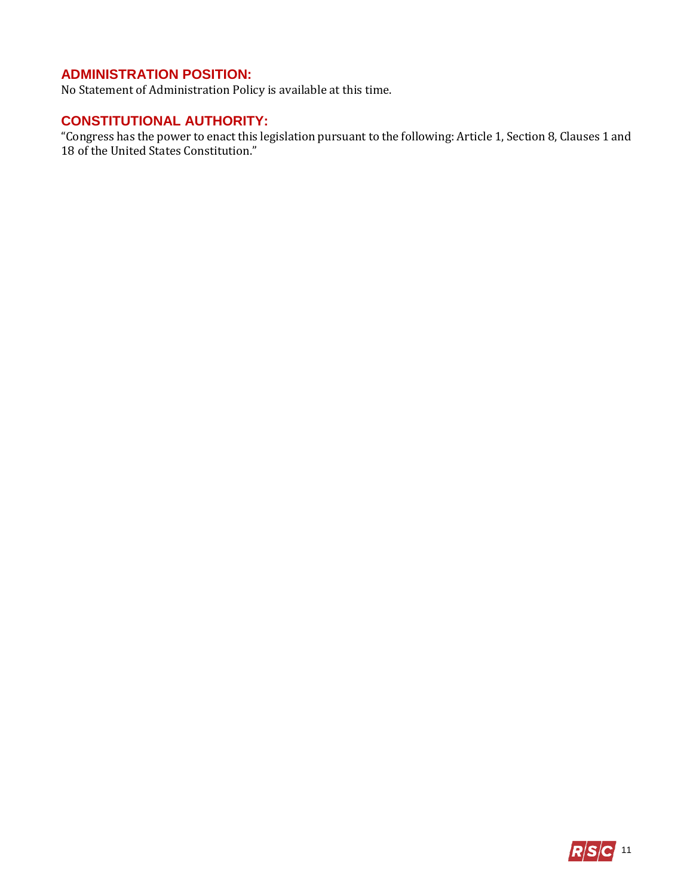## ADMINISTRATION POSITION:

No Statement of Administration Policy is available at this time.

## CONSTITUTIONAL AUTHORITY:

"Congress has the power to enact this legislation pursuant to the following: Article 1, Section 8, Clauses 1 and 18 of the United States Constitution."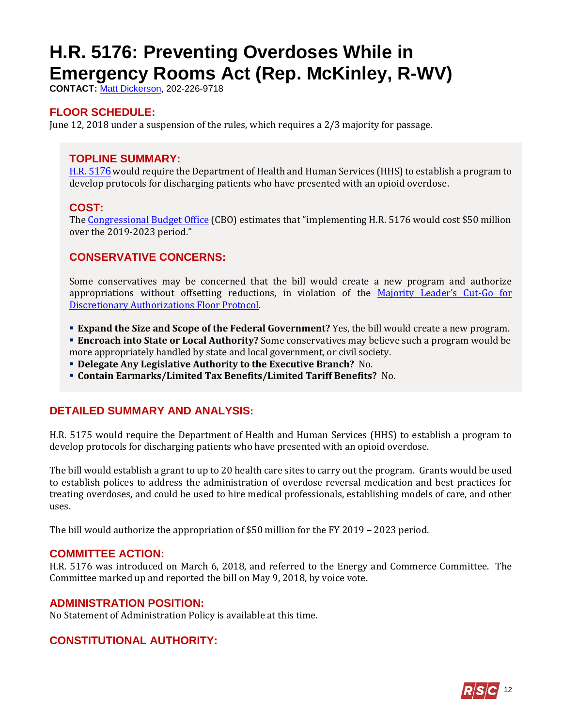# H.R. 5176: Preventing Overdoses While in Emergency Rooms Act (Rep. McKinley, R-WV)

**CONTACT:** Matt Dickerson, 202-226-9718

## FLOOR SCHEDULE:

June 12, 2018 under a suspension of the rules, which requires a 2/3 majority for passage.

## TOPLINE SUMMARY:

H.R. 5176 would require the Department of Health and Human Services (HHS) to establish a program to develop protocols for discharging patients who have presented with an opioid overdose.

## COST:

The Congressional Budget Office (CBO) estimates that "implementing H.R. 5176 would cost $50 million over the 2019-2023 period."

## CONSERVATIVE CONCERNS:

Some conservatives may be concerned that the bill would create a new program and authorize appropriations without offsetting reductions, in violation of the Majority Leader's Cut-Go for Discretionary Authorizations Floor Protocol.

- **Expand the Size and Scope of the Federal Government?** Yes, the bill would create a new program.
- **Encroach into State or Local Authority?** Some conservatives may believe such a program would be more appropriately handled by state and local government, or civil society.
- **Delegate Any Legislative Authority to the Executive Branch?** No.
- **Contain Earmarks/Limited Tax Benefits/Limited Tariff Benefits?** No.

## DETAILED SUMMARY AND ANALYSIS:

H.R. 5175 would require the Department of Health and Human Services (HHS) to establish a program to develop protocols for discharging patients who have presented with an opioid overdose.

The bill would establish a grant to up to 20 health care sites to carry out the program. Grants would be used to establish polices to address the administration of overdose reversal medication and best practices for treating overdoses, and could be used to hire medical professionals, establishing models of care, and other uses.

The bill would authorize the appropriation of $50 million for the FY 2019 – 2023 period.

## COMMITTEE ACTION:

H.R. 5176 was introduced on March 6, 2018, and referred to the Energy and Commerce Committee. The Committee marked up and reported the bill on May 9, 2018, by voice vote.

## ADMINISTRATION POSITION:

No Statement of Administration Policy is available at this time.

## CONSTITUTIONAL AUTHORITY: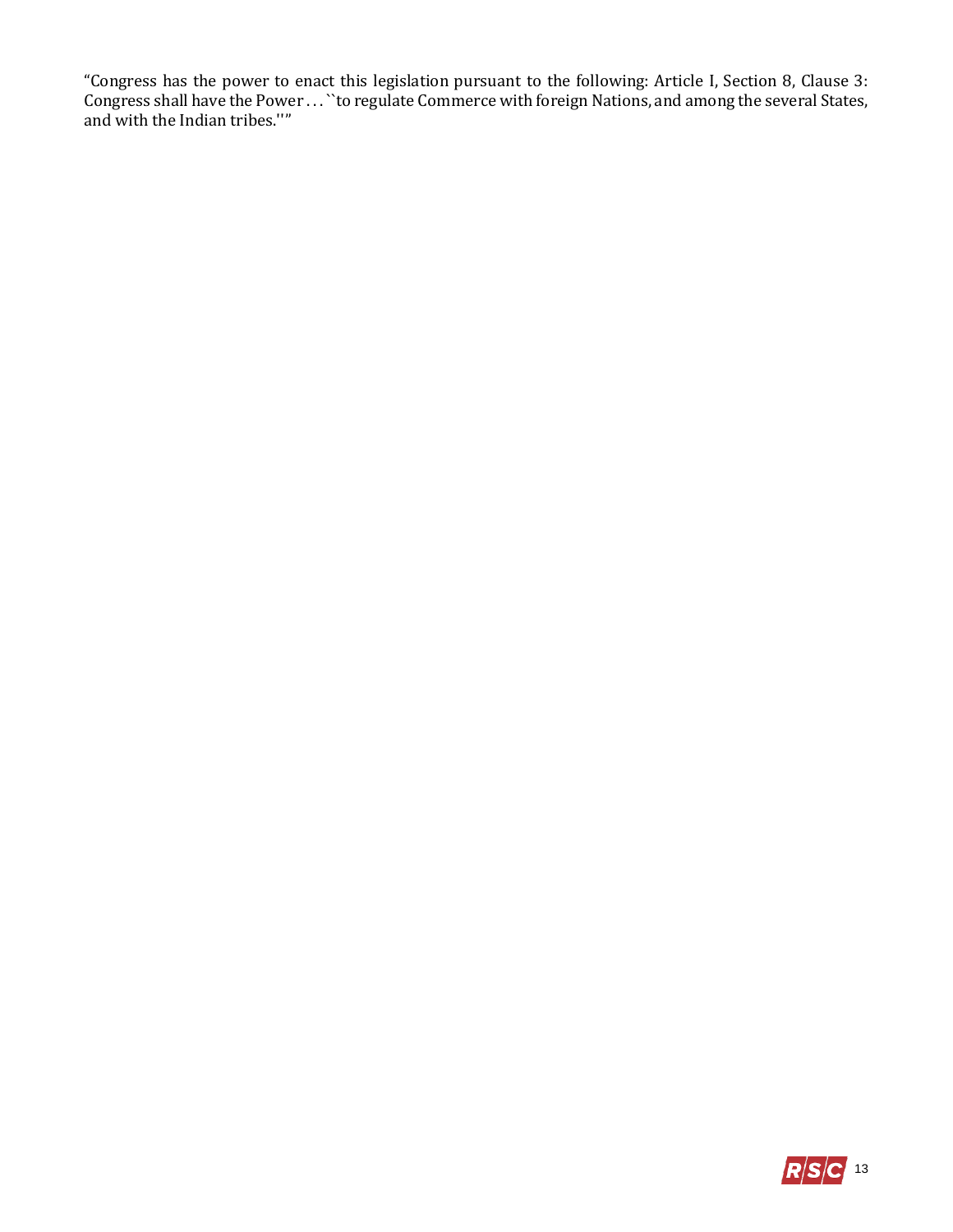"Congress has the power to enact this legislation pursuant to the following: Article I, Section 8, Clause 3: Congress shall have the Power . . . ``to regulate Commerce with foreign Nations, and among the several States, and with the Indian tribes.''"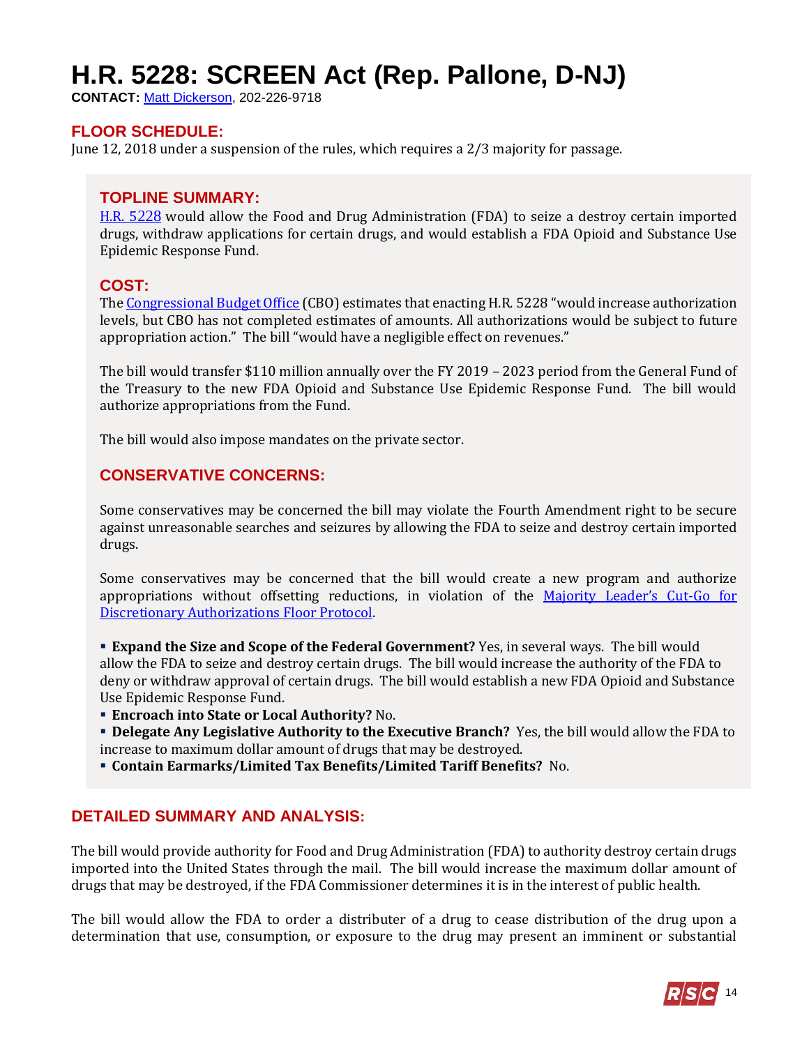# H.R. 5228: SCREEN Act (Rep. Pallone, D-NJ)

**CONTACT:** Matt Dickerson, 202-226-9718

## FLOOR SCHEDULE:

June 12, 2018 under a suspension of the rules, which requires a 2/3 majority for passage.

## TOPLINE SUMMARY:

H.R. 5228 would allow the Food and Drug Administration (FDA) to seize a destroy certain imported drugs, withdraw applications for certain drugs, and would establish a FDA Opioid and Substance Use Epidemic Response Fund.

## COST:

The Congressional Budget Office (CBO) estimates that enacting H.R. 5228 "would increase authorization levels, but CBO has not completed estimates of amounts. All authorizations would be subject to future appropriation action." The bill "would have a negligible effect on revenues."

The bill would transfer $110 million annually over the FY 2019 – 2023 period from the General Fund of the Treasury to the new FDA Opioid and Substance Use Epidemic Response Fund. The bill would authorize appropriations from the Fund.

The bill would also impose mandates on the private sector.

## CONSERVATIVE CONCERNS:

Some conservatives may be concerned the bill may violate the Fourth Amendment right to be secure against unreasonable searches and seizures by allowing the FDA to seize and destroy certain imported drugs.

Some conservatives may be concerned that the bill would create a new program and authorize appropriations without offsetting reductions, in violation of the Majority Leader's Cut-Go for Discretionary Authorizations Floor Protocol.

- **Expand the Size and Scope of the Federal Government?** Yes, in several ways. The bill would allow the FDA to seize and destroy certain drugs. The bill would increase the authority of the FDA to deny or withdraw approval of certain drugs. The bill would establish a new FDA Opioid and Substance Use Epidemic Response Fund.
- **Encroach into State or Local Authority?** No.
- **Delegate Any Legislative Authority to the Executive Branch?** Yes, the bill would allow the FDA to increase to maximum dollar amount of drugs that may be destroyed.
- **Contain Earmarks/Limited Tax Benefits/Limited Tariff Benefits?** No.

## DETAILED SUMMARY AND ANALYSIS:

The bill would provide authority for Food and Drug Administration (FDA) to authority destroy certain drugs imported into the United States through the mail. The bill would increase the maximum dollar amount of drugs that may be destroyed, if the FDA Commissioner determines it is in the interest of public health.

The bill would allow the FDA to order a distributer of a drug to cease distribution of the drug upon a determination that use, consumption, or exposure to the drug may present an imminent or substantial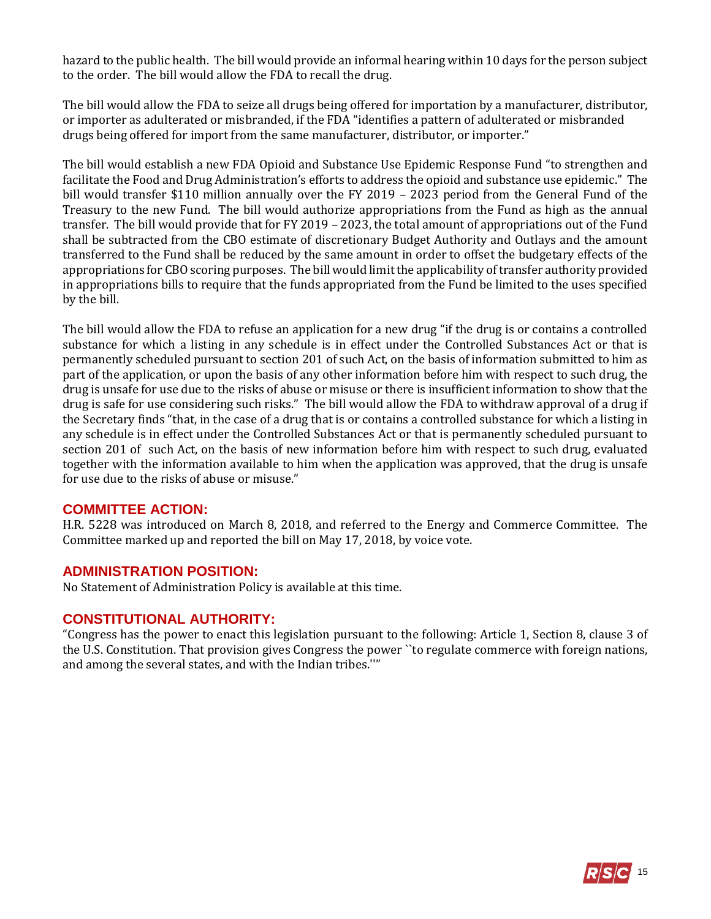hazard to the public health. The bill would provide an informal hearing within 10 days for the person subject to the order. The bill would allow the FDA to recall the drug.

The bill would allow the FDA to seize all drugs being offered for importation by a manufacturer, distributor, or importer as adulterated or misbranded, if the FDA "identifies a pattern of adulterated or misbranded drugs being offered for import from the same manufacturer, distributor, or importer."

The bill would establish a new FDA Opioid and Substance Use Epidemic Response Fund "to strengthen and facilitate the Food and Drug Administration's efforts to address the opioid and substance use epidemic." The bill would transfer $110 million annually over the FY 2019 – 2023 period from the General Fund of the Treasury to the new Fund. The bill would authorize appropriations from the Fund as high as the annual transfer. The bill would provide that for FY 2019 – 2023, the total amount of appropriations out of the Fund shall be subtracted from the CBO estimate of discretionary Budget Authority and Outlays and the amount transferred to the Fund shall be reduced by the same amount in order to offset the budgetary effects of the appropriations for CBO scoring purposes. The bill would limit the applicability of transfer authority provided in appropriations bills to require that the funds appropriated from the Fund be limited to the uses specified by the bill.

The bill would allow the FDA to refuse an application for a new drug "if the drug is or contains a controlled substance for which a listing in any schedule is in effect under the Controlled Substances Act or that is permanently scheduled pursuant to section 201 of such Act, on the basis of information submitted to him as part of the application, or upon the basis of any other information before him with respect to such drug, the drug is unsafe for use due to the risks of abuse or misuse or there is insufficient information to show that the drug is safe for use considering such risks." The bill would allow the FDA to withdraw approval of a drug if the Secretary finds "that, in the case of a drug that is or contains a controlled substance for which a listing in any schedule is in effect under the Controlled Substances Act or that is permanently scheduled pursuant to section 201 of such Act, on the basis of new information before him with respect to such drug, evaluated together with the information available to him when the application was approved, that the drug is unsafe for use due to the risks of abuse or misuse."

## COMMITTEE ACTION:

H.R. 5228 was introduced on March 8, 2018, and referred to the Energy and Commerce Committee. The Committee marked up and reported the bill on May 17, 2018, by voice vote.

## ADMINISTRATION POSITION:

No Statement of Administration Policy is available at this time.

## CONSTITUTIONAL AUTHORITY:

"Congress has the power to enact this legislation pursuant to the following: Article 1, Section 8, clause 3 of the U.S. Constitution. That provision gives Congress the power ``to regulate commerce with foreign nations, and among the several states, and with the Indian tribes.''"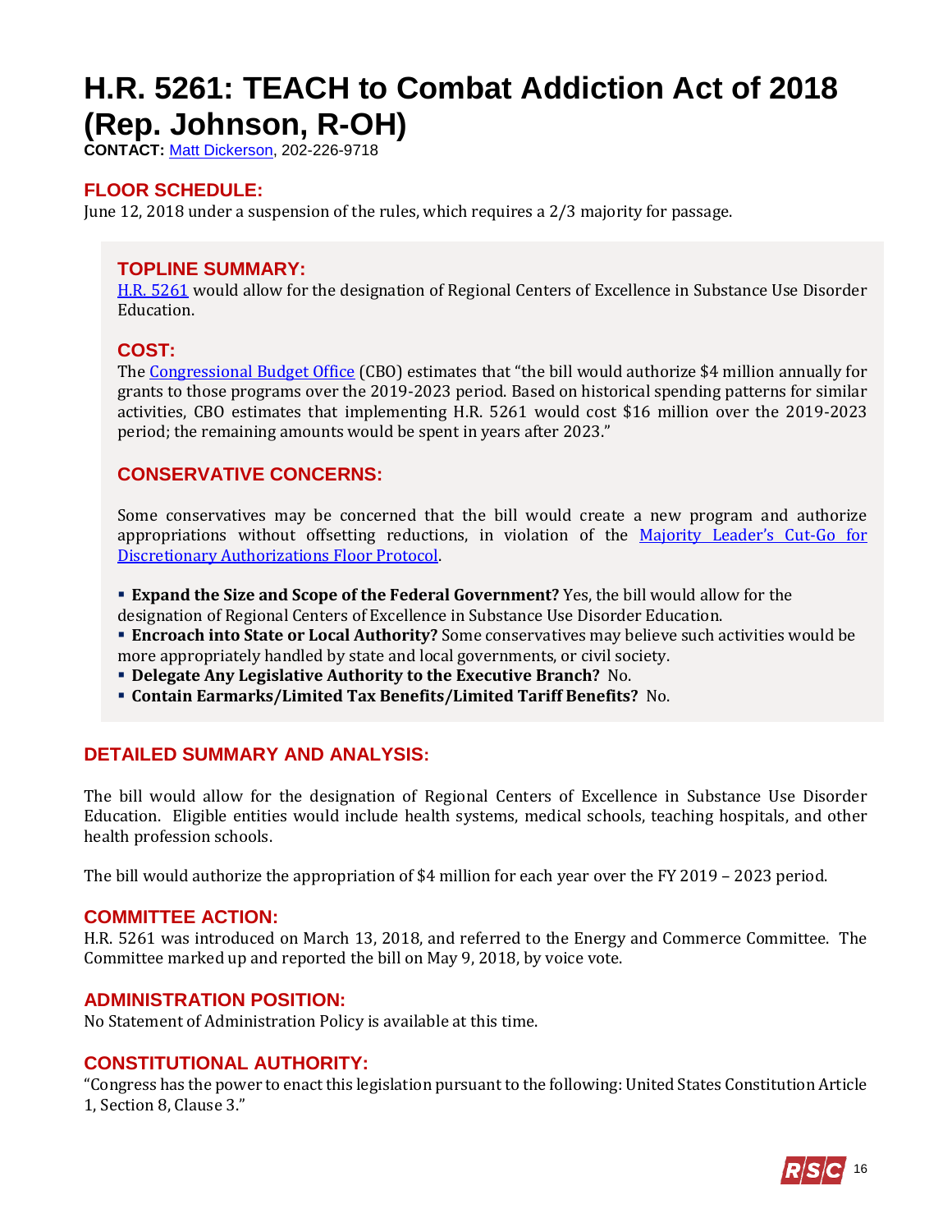# H.R. 5261: TEACH to Combat Addiction Act of 2018 (Rep. Johnson, R-OH)

**CONTACT:** Matt Dickerson, 202-226-9718

## FLOOR SCHEDULE:

June 12, 2018 under a suspension of the rules, which requires a 2/3 majority for passage.

## TOPLINE SUMMARY:

H.R. 5261 would allow for the designation of Regional Centers of Excellence in Substance Use Disorder Education.

## COST:

The Congressional Budget Office (CBO) estimates that "the bill would authorize $4 million annually for grants to those programs over the 2019-2023 period. Based on historical spending patterns for similar activities, CBO estimates that implementing H.R. 5261 would cost $16 million over the 2019-2023 period; the remaining amounts would be spent in years after 2023."

## CONSERVATIVE CONCERNS:

Some conservatives may be concerned that the bill would create a new program and authorize appropriations without offsetting reductions, in violation of the Majority Leader's Cut-Go for Discretionary Authorizations Floor Protocol.

- **Expand the Size and Scope of the Federal Government?** Yes, the bill would allow for the designation of Regional Centers of Excellence in Substance Use Disorder Education.
- **Encroach into State or Local Authority?** Some conservatives may believe such activities would be more appropriately handled by state and local governments, or civil society.
- **Delegate Any Legislative Authority to the Executive Branch?** No.
- **Contain Earmarks/Limited Tax Benefits/Limited Tariff Benefits?** No.

## DETAILED SUMMARY AND ANALYSIS:

The bill would allow for the designation of Regional Centers of Excellence in Substance Use Disorder Education. Eligible entities would include health systems, medical schools, teaching hospitals, and other health profession schools.

The bill would authorize the appropriation of $4 million for each year over the FY 2019 – 2023 period.

## COMMITTEE ACTION:

H.R. 5261 was introduced on March 13, 2018, and referred to the Energy and Commerce Committee. The Committee marked up and reported the bill on May 9, 2018, by voice vote.

## ADMINISTRATION POSITION:

No Statement of Administration Policy is available at this time.

## CONSTITUTIONAL AUTHORITY:

"Congress has the power to enact this legislation pursuant to the following: United States Constitution Article 1, Section 8, Clause 3."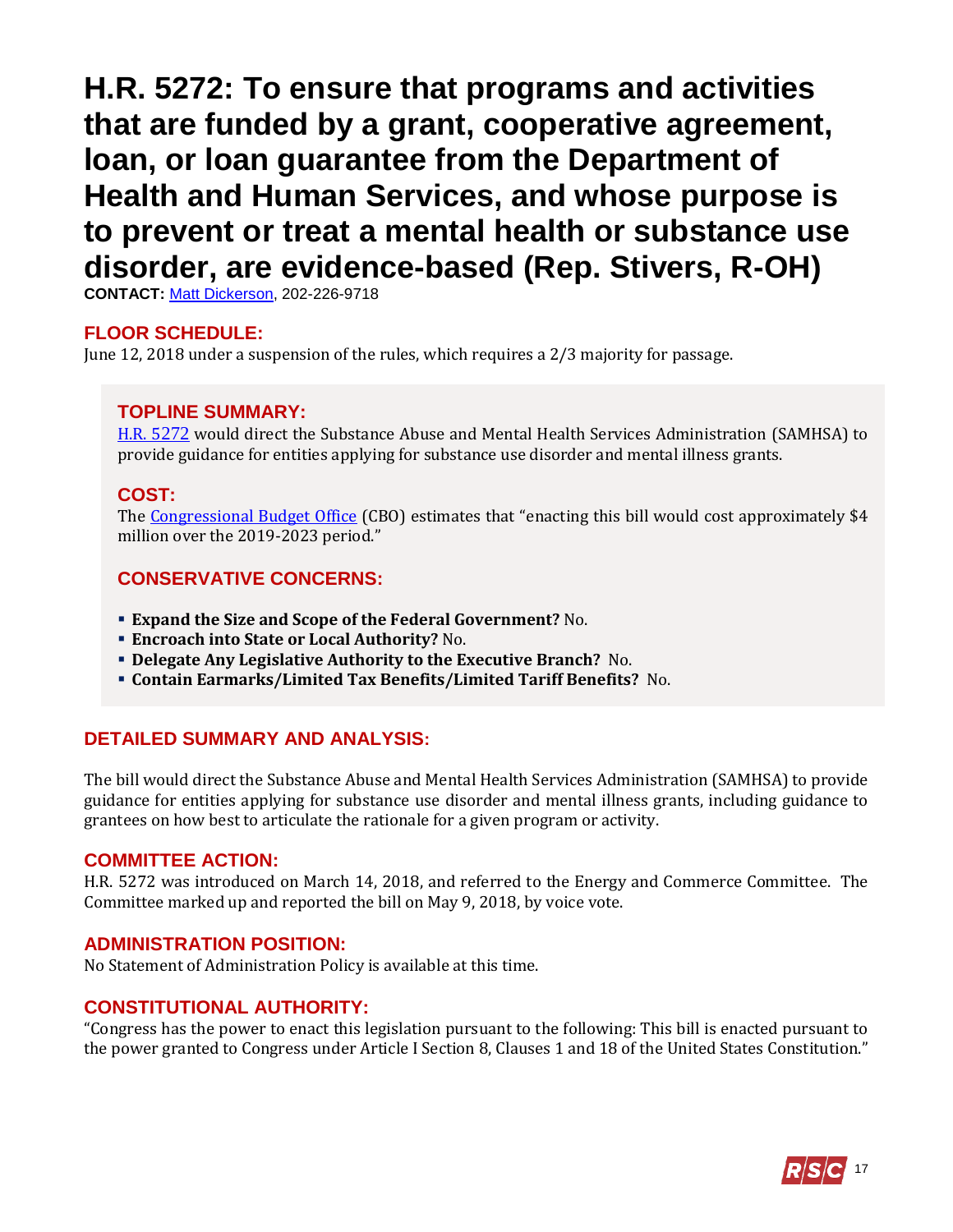# H.R. 5272: To ensure that programs and activities that are funded by a grant, cooperative agreement, loan, or loan guarantee from the Department of Health and Human Services, and whose purpose is to prevent or treat a mental health or substance use disorder, are evidence-based (Rep. Stivers, R-OH)

**CONTACT:** Matt Dickerson, 202-226-9718

## FLOOR SCHEDULE:

June 12, 2018 under a suspension of the rules, which requires a 2/3 majority for passage.

## TOPLINE SUMMARY:

H.R. 5272 would direct the Substance Abuse and Mental Health Services Administration (SAMHSA) to provide guidance for entities applying for substance use disorder and mental illness grants.

## COST:

The Congressional Budget Office (CBO) estimates that "enacting this bill would cost approximately $4 million over the 2019-2023 period."

## CONSERVATIVE CONCERNS:

- **Expand the Size and Scope of the Federal Government?** No.
- **Encroach into State or Local Authority?** No.
- **Delegate Any Legislative Authority to the Executive Branch?** No.
- **Contain Earmarks/Limited Tax Benefits/Limited Tariff Benefits?** No.

## DETAILED SUMMARY AND ANALYSIS:

The bill would direct the Substance Abuse and Mental Health Services Administration (SAMHSA) to provide guidance for entities applying for substance use disorder and mental illness grants, including guidance to grantees on how best to articulate the rationale for a given program or activity.

## COMMITTEE ACTION:

H.R. 5272 was introduced on March 14, 2018, and referred to the Energy and Commerce Committee. The Committee marked up and reported the bill on May 9, 2018, by voice vote.

## ADMINISTRATION POSITION:

No Statement of Administration Policy is available at this time.

## CONSTITUTIONAL AUTHORITY:

"Congress has the power to enact this legislation pursuant to the following: This bill is enacted pursuant to the power granted to Congress under Article I Section 8, Clauses 1 and 18 of the United States Constitution."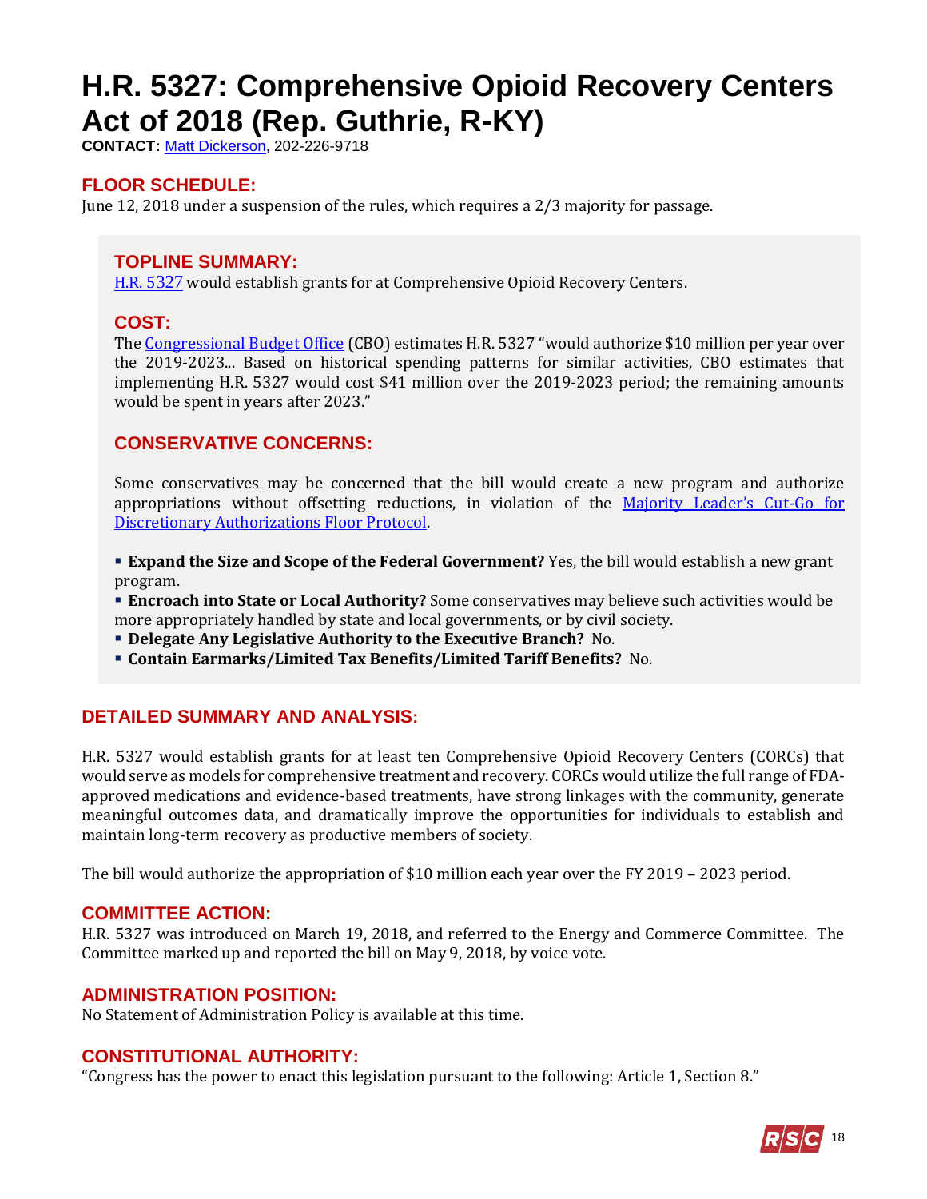# H.R. 5327: Comprehensive Opioid Recovery Centers Act of 2018 (Rep. Guthrie, R-KY)

**CONTACT:** Matt Dickerson, 202-226-9718

## FLOOR SCHEDULE:

June 12, 2018 under a suspension of the rules, which requires a 2/3 majority for passage.

## TOPLINE SUMMARY:

H.R. 5327 would establish grants for at Comprehensive Opioid Recovery Centers.

## COST:

The Congressional Budget Office (CBO) estimates H.R. 5327 "would authorize $10 million per year over the 2019-2023... Based on historical spending patterns for similar activities, CBO estimates that implementing H.R. 5327 would cost $41 million over the 2019-2023 period; the remaining amounts would be spent in years after 2023."

## CONSERVATIVE CONCERNS:

Some conservatives may be concerned that the bill would create a new program and authorize appropriations without offsetting reductions, in violation of the Majority Leader's Cut-Go for Discretionary Authorizations Floor Protocol.

- **Expand the Size and Scope of the Federal Government?** Yes, the bill would establish a new grant program.
- **Encroach into State or Local Authority?** Some conservatives may believe such activities would be more appropriately handled by state and local governments, or by civil society.
- **Delegate Any Legislative Authority to the Executive Branch?** No.
- **Contain Earmarks/Limited Tax Benefits/Limited Tariff Benefits?** No.

## DETAILED SUMMARY AND ANALYSIS:

H.R. 5327 would establish grants for at least ten Comprehensive Opioid Recovery Centers (CORCs) that would serve as models for comprehensive treatment and recovery. CORCs would utilize the full range of FDA-approved medications and evidence-based treatments, have strong linkages with the community, generate meaningful outcomes data, and dramatically improve the opportunities for individuals to establish and maintain long-term recovery as productive members of society.

The bill would authorize the appropriation of $10 million each year over the FY 2019 – 2023 period.

## COMMITTEE ACTION:

H.R. 5327 was introduced on March 19, 2018, and referred to the Energy and Commerce Committee. The Committee marked up and reported the bill on May 9, 2018, by voice vote.

## ADMINISTRATION POSITION:

No Statement of Administration Policy is available at this time.

## CONSTITUTIONAL AUTHORITY:

"Congress has the power to enact this legislation pursuant to the following: Article 1, Section 8."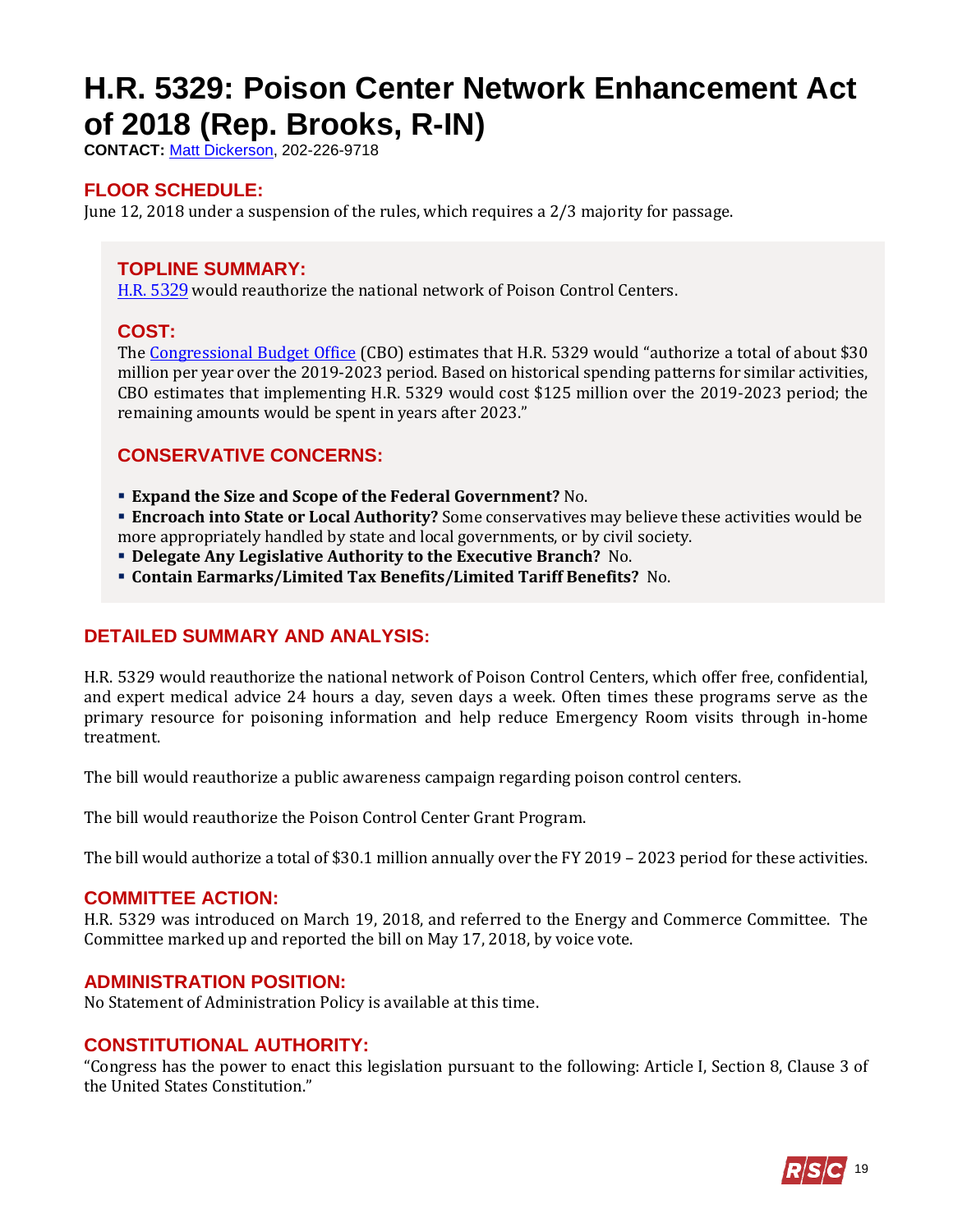# H.R. 5329: Poison Center Network Enhancement Act of 2018 (Rep. Brooks, R-IN)

**CONTACT:** Matt Dickerson, 202-226-9718

## FLOOR SCHEDULE:

June 12, 2018 under a suspension of the rules, which requires a 2/3 majority for passage.

## TOPLINE SUMMARY:

H.R. 5329 would reauthorize the national network of Poison Control Centers.

## COST:

The Congressional Budget Office (CBO) estimates that H.R. 5329 would "authorize a total of about $30 million per year over the 2019-2023 period. Based on historical spending patterns for similar activities, CBO estimates that implementing H.R. 5329 would cost $125 million over the 2019-2023 period; the remaining amounts would be spent in years after 2023."

## CONSERVATIVE CONCERNS:

- **Expand the Size and Scope of the Federal Government?** No.
- **Encroach into State or Local Authority?** Some conservatives may believe these activities would be more appropriately handled by state and local governments, or by civil society.
- **Delegate Any Legislative Authority to the Executive Branch?** No.
- **Contain Earmarks/Limited Tax Benefits/Limited Tariff Benefits?** No.

## DETAILED SUMMARY AND ANALYSIS:

H.R. 5329 would reauthorize the national network of Poison Control Centers, which offer free, confidential, and expert medical advice 24 hours a day, seven days a week. Often times these programs serve as the primary resource for poisoning information and help reduce Emergency Room visits through in-home treatment.

The bill would reauthorize a public awareness campaign regarding poison control centers.

The bill would reauthorize the Poison Control Center Grant Program.

The bill would authorize a total of $30.1 million annually over the FY 2019 – 2023 period for these activities.

## COMMITTEE ACTION:

H.R. 5329 was introduced on March 19, 2018, and referred to the Energy and Commerce Committee. The Committee marked up and reported the bill on May 17, 2018, by voice vote.

## ADMINISTRATION POSITION:

No Statement of Administration Policy is available at this time.

## CONSTITUTIONAL AUTHORITY:

"Congress has the power to enact this legislation pursuant to the following: Article I, Section 8, Clause 3 of the United States Constitution."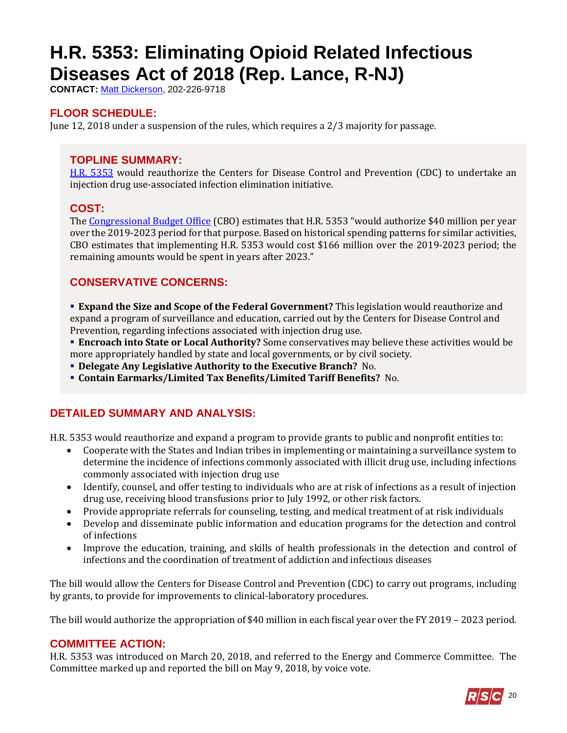# H.R. 5353: Eliminating Opioid Related Infectious Diseases Act of 2018 (Rep. Lance, R-NJ)

**CONTACT:** Matt Dickerson, 202-226-9718

## FLOOR SCHEDULE:

June 12, 2018 under a suspension of the rules, which requires a 2/3 majority for passage.

## TOPLINE SUMMARY:

H.R. 5353 would reauthorize the Centers for Disease Control and Prevention (CDC) to undertake an injection drug use-associated infection elimination initiative.

## COST:

The Congressional Budget Office (CBO) estimates that H.R. 5353 "would authorize $40 million per year over the 2019-2023 period for that purpose. Based on historical spending patterns for similar activities, CBO estimates that implementing H.R. 5353 would cost $166 million over the 2019-2023 period; the remaining amounts would be spent in years after 2023."

## CONSERVATIVE CONCERNS:

- **Expand the Size and Scope of the Federal Government?** This legislation would reauthorize and expand a program of surveillance and education, carried out by the Centers for Disease Control and Prevention, regarding infections associated with injection drug use.
- **Encroach into State or Local Authority?** Some conservatives may believe these activities would be more appropriately handled by state and local governments, or by civil society.
- **Delegate Any Legislative Authority to the Executive Branch?** No.
- **Contain Earmarks/Limited Tax Benefits/Limited Tariff Benefits?** No.

## DETAILED SUMMARY AND ANALYSIS:

H.R. 5353 would reauthorize and expand a program to provide grants to public and nonprofit entities to:

- Cooperate with the States and Indian tribes in implementing or maintaining a surveillance system to determine the incidence of infections commonly associated with illicit drug use, including infections commonly associated with injection drug use
- Identify, counsel, and offer testing to individuals who are at risk of infections as a result of injection drug use, receiving blood transfusions prior to July 1992, or other risk factors.
- Provide appropriate referrals for counseling, testing, and medical treatment of at risk individuals
- Develop and disseminate public information and education programs for the detection and control of infections
- Improve the education, training, and skills of health professionals in the detection and control of infections and the coordination of treatment of addiction and infectious diseases

The bill would allow the Centers for Disease Control and Prevention (CDC) to carry out programs, including by grants, to provide for improvements to clinical-laboratory procedures.

The bill would authorize the appropriation of $40 million in each fiscal year over the FY 2019 – 2023 period.

## COMMITTEE ACTION:

H.R. 5353 was introduced on March 20, 2018, and referred to the Energy and Commerce Committee. The Committee marked up and reported the bill on May 9, 2018, by voice vote.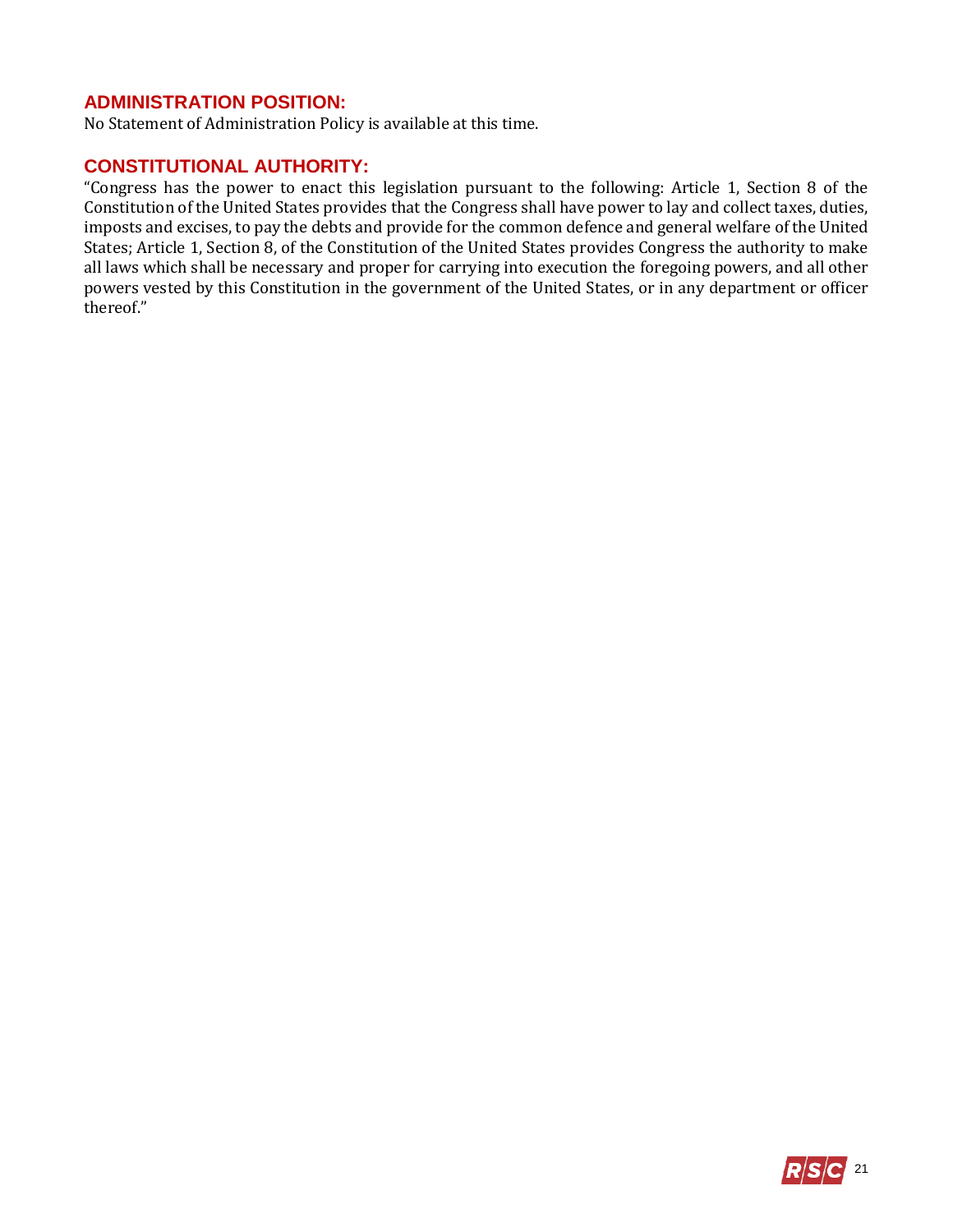## ADMINISTRATION POSITION:

No Statement of Administration Policy is available at this time.

## CONSTITUTIONAL AUTHORITY:

"Congress has the power to enact this legislation pursuant to the following: Article 1, Section 8 of the Constitution of the United States provides that the Congress shall have power to lay and collect taxes, duties, imposts and excises, to pay the debts and provide for the common defence and general welfare of the United States; Article 1, Section 8, of the Constitution of the United States provides Congress the authority to make all laws which shall be necessary and proper for carrying into execution the foregoing powers, and all other powers vested by this Constitution in the government of the United States, or in any department or officer thereof."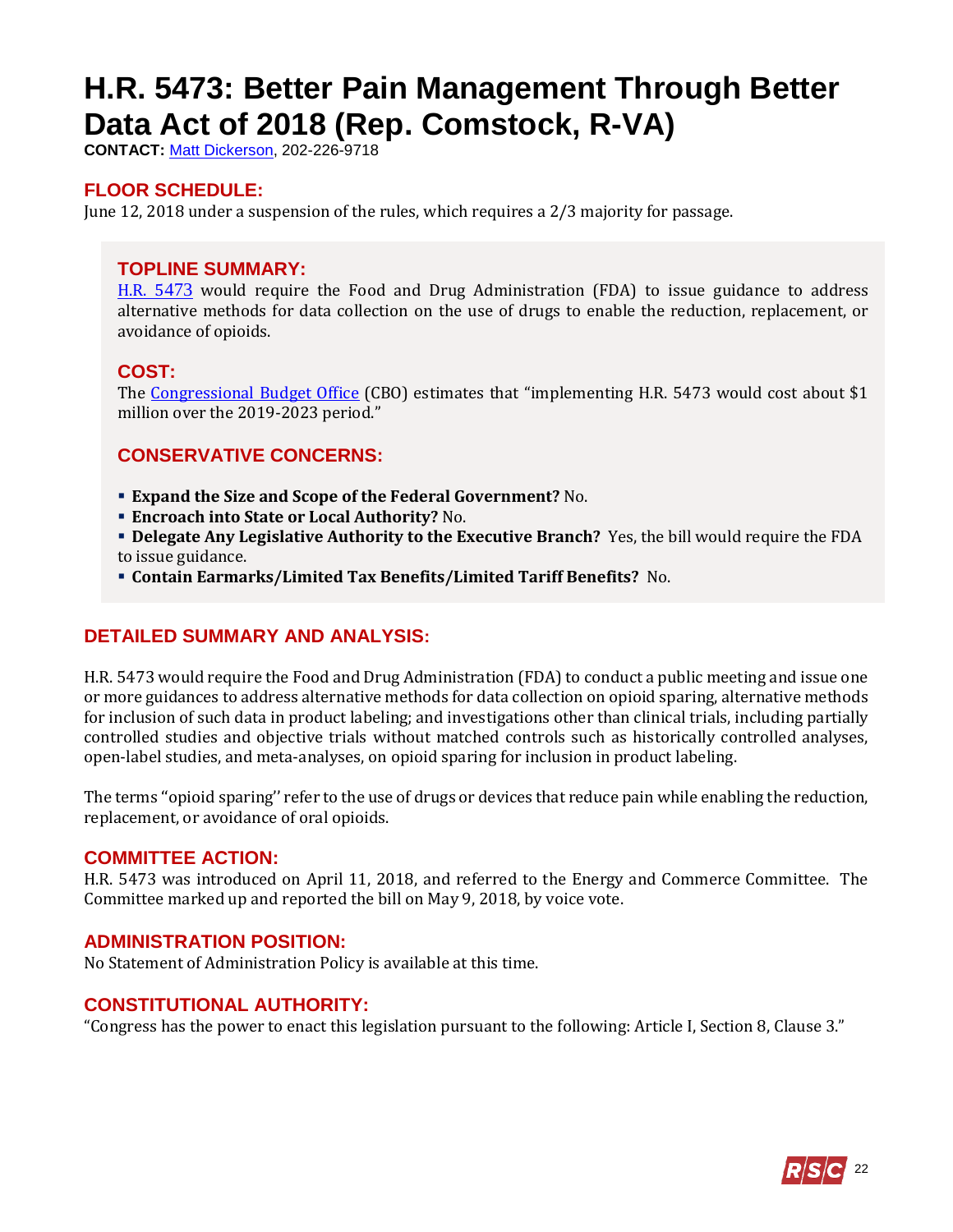# H.R. 5473: Better Pain Management Through Better Data Act of 2018 (Rep. Comstock, R-VA)

**CONTACT:** Matt Dickerson, 202-226-9718

## FLOOR SCHEDULE:

June 12, 2018 under a suspension of the rules, which requires a 2/3 majority for passage.

## TOPLINE SUMMARY:

H.R. 5473 would require the Food and Drug Administration (FDA) to issue guidance to address alternative methods for data collection on the use of drugs to enable the reduction, replacement, or avoidance of opioids.

## COST:

The Congressional Budget Office (CBO) estimates that "implementing H.R. 5473 would cost about $1 million over the 2019-2023 period."

## CONSERVATIVE CONCERNS:

- **Expand the Size and Scope of the Federal Government?** No.
- **Encroach into State or Local Authority?** No.
- **Delegate Any Legislative Authority to the Executive Branch?** Yes, the bill would require the FDA to issue guidance.
- **Contain Earmarks/Limited Tax Benefits/Limited Tariff Benefits?** No.

## DETAILED SUMMARY AND ANALYSIS:

H.R. 5473 would require the Food and Drug Administration (FDA) to conduct a public meeting and issue one or more guidances to address alternative methods for data collection on opioid sparing, alternative methods for inclusion of such data in product labeling; and investigations other than clinical trials, including partially controlled studies and objective trials without matched controls such as historically controlled analyses, open-label studies, and meta-analyses, on opioid sparing for inclusion in product labeling.

The terms "opioid sparing'' refer to the use of drugs or devices that reduce pain while enabling the reduction, replacement, or avoidance of oral opioids.

## COMMITTEE ACTION:

H.R. 5473 was introduced on April 11, 2018, and referred to the Energy and Commerce Committee. The Committee marked up and reported the bill on May 9, 2018, by voice vote.

## ADMINISTRATION POSITION:

No Statement of Administration Policy is available at this time.

## CONSTITUTIONAL AUTHORITY:

"Congress has the power to enact this legislation pursuant to the following: Article I, Section 8, Clause 3."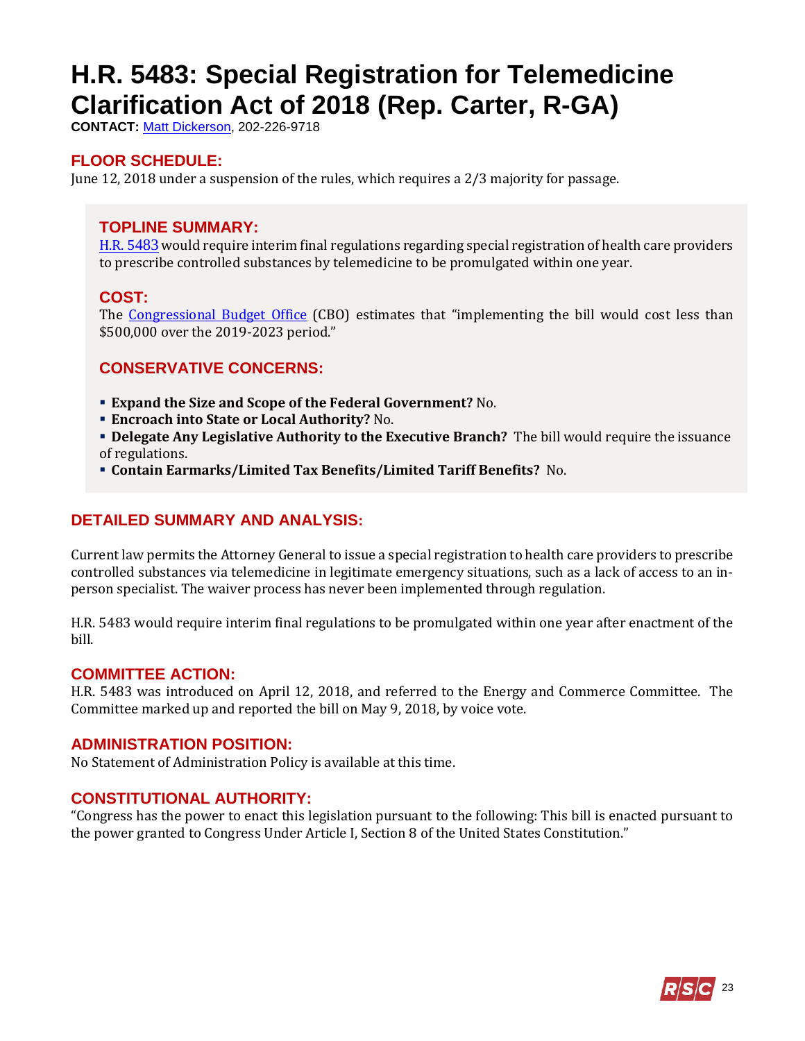# H.R. 5483: Special Registration for Telemedicine Clarification Act of 2018 (Rep. Carter, R-GA)

**CONTACT:** Matt Dickerson, 202-226-9718

## FLOOR SCHEDULE:

June 12, 2018 under a suspension of the rules, which requires a 2/3 majority for passage.

## TOPLINE SUMMARY:

H.R. 5483 would require interim final regulations regarding special registration of health care providers to prescribe controlled substances by telemedicine to be promulgated within one year.

## COST:

The Congressional Budget Office (CBO) estimates that "implementing the bill would cost less than $500,000 over the 2019-2023 period."

## CONSERVATIVE CONCERNS:

- **Expand the Size and Scope of the Federal Government?** No.
- **Encroach into State or Local Authority?** No.
- **Delegate Any Legislative Authority to the Executive Branch?** The bill would require the issuance of regulations.
- **Contain Earmarks/Limited Tax Benefits/Limited Tariff Benefits?** No.

## DETAILED SUMMARY AND ANALYSIS:

Current law permits the Attorney General to issue a special registration to health care providers to prescribe controlled substances via telemedicine in legitimate emergency situations, such as a lack of access to an in-person specialist. The waiver process has never been implemented through regulation.

H.R. 5483 would require interim final regulations to be promulgated within one year after enactment of the bill.

## COMMITTEE ACTION:

H.R. 5483 was introduced on April 12, 2018, and referred to the Energy and Commerce Committee. The Committee marked up and reported the bill on May 9, 2018, by voice vote.

## ADMINISTRATION POSITION:

No Statement of Administration Policy is available at this time.

## CONSTITUTIONAL AUTHORITY:

"Congress has the power to enact this legislation pursuant to the following: This bill is enacted pursuant to the power granted to Congress Under Article I, Section 8 of the United States Constitution."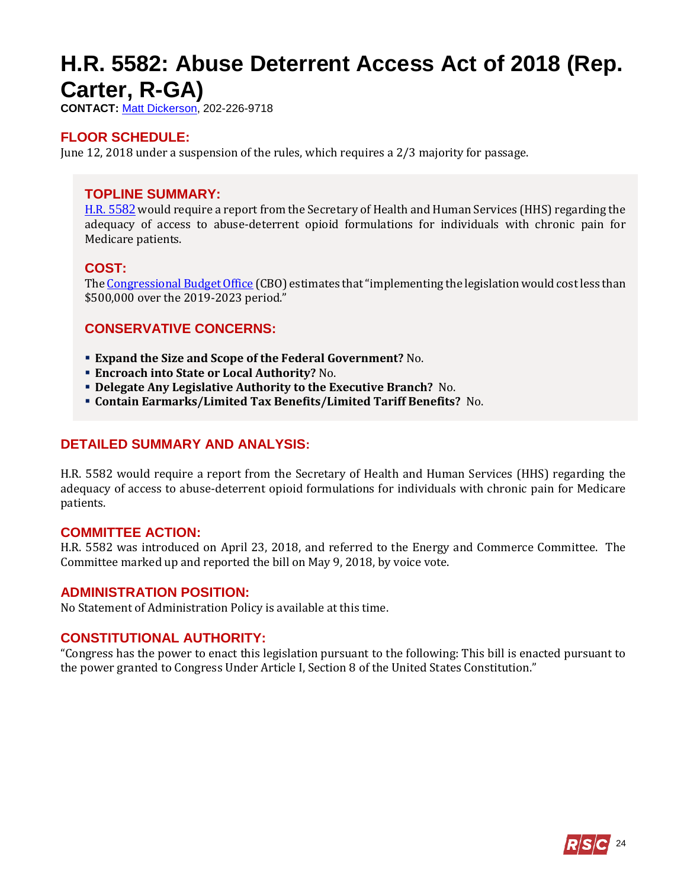# H.R. 5582: Abuse Deterrent Access Act of 2018 (Rep. Carter, R-GA)

**CONTACT:** Matt Dickerson, 202-226-9718

## FLOOR SCHEDULE:

June 12, 2018 under a suspension of the rules, which requires a 2/3 majority for passage.

## TOPLINE SUMMARY:

H.R. 5582 would require a report from the Secretary of Health and Human Services (HHS) regarding the adequacy of access to abuse-deterrent opioid formulations for individuals with chronic pain for Medicare patients.

## COST:

The Congressional Budget Office (CBO) estimates that "implementing the legislation would cost less than $500,000 over the 2019-2023 period."

## CONSERVATIVE CONCERNS:

- **Expand the Size and Scope of the Federal Government?** No.
- **Encroach into State or Local Authority?** No.
- **Delegate Any Legislative Authority to the Executive Branch?** No.
- **Contain Earmarks/Limited Tax Benefits/Limited Tariff Benefits?** No.

## DETAILED SUMMARY AND ANALYSIS:

H.R. 5582 would require a report from the Secretary of Health and Human Services (HHS) regarding the adequacy of access to abuse-deterrent opioid formulations for individuals with chronic pain for Medicare patients.

## COMMITTEE ACTION:

H.R. 5582 was introduced on April 23, 2018, and referred to the Energy and Commerce Committee. The Committee marked up and reported the bill on May 9, 2018, by voice vote.

## ADMINISTRATION POSITION:

No Statement of Administration Policy is available at this time.

## CONSTITUTIONAL AUTHORITY:

"Congress has the power to enact this legislation pursuant to the following: This bill is enacted pursuant to the power granted to Congress Under Article I, Section 8 of the United States Constitution."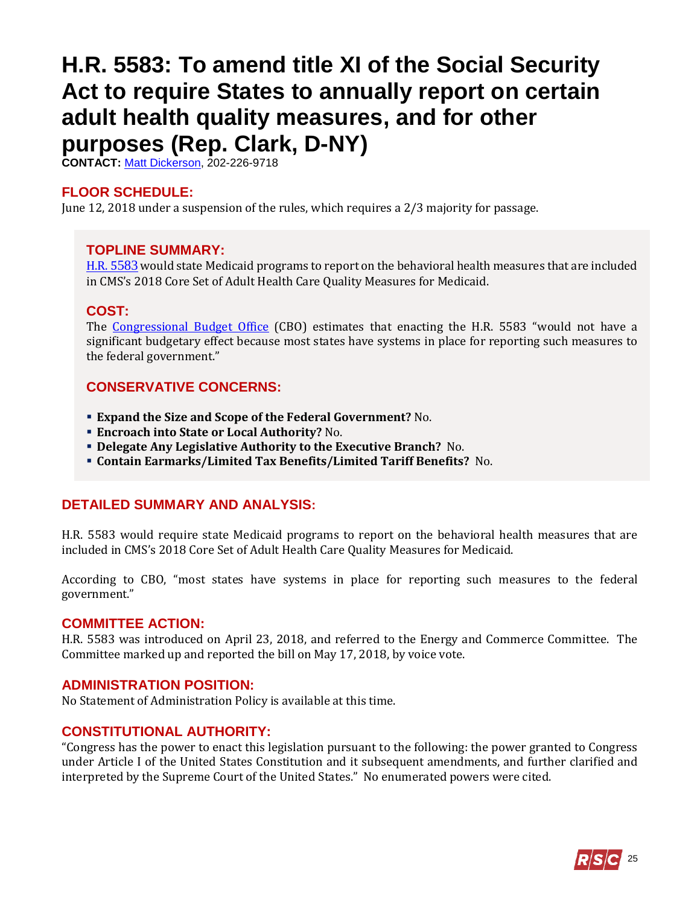# H.R. 5583: To amend title XI of the Social Security Act to require States to annually report on certain adult health quality measures, and for other purposes (Rep. Clark, D-NY)

**CONTACT:** Matt Dickerson, 202-226-9718

## FLOOR SCHEDULE:

June 12, 2018 under a suspension of the rules, which requires a 2/3 majority for passage.

## TOPLINE SUMMARY:

H.R. 5583 would state Medicaid programs to report on the behavioral health measures that are included in CMS's 2018 Core Set of Adult Health Care Quality Measures for Medicaid.

## COST:

The Congressional Budget Office (CBO) estimates that enacting the H.R. 5583 "would not have a significant budgetary effect because most states have systems in place for reporting such measures to the federal government."

## CONSERVATIVE CONCERNS:

- **Expand the Size and Scope of the Federal Government?** No.
- **Encroach into State or Local Authority?** No.
- **Delegate Any Legislative Authority to the Executive Branch?** No.
- **Contain Earmarks/Limited Tax Benefits/Limited Tariff Benefits?** No.

## DETAILED SUMMARY AND ANALYSIS:

H.R. 5583 would require state Medicaid programs to report on the behavioral health measures that are included in CMS's 2018 Core Set of Adult Health Care Quality Measures for Medicaid.

According to CBO, "most states have systems in place for reporting such measures to the federal government."

## COMMITTEE ACTION:

H.R. 5583 was introduced on April 23, 2018, and referred to the Energy and Commerce Committee. The Committee marked up and reported the bill on May 17, 2018, by voice vote.

## ADMINISTRATION POSITION:

No Statement of Administration Policy is available at this time.

## CONSTITUTIONAL AUTHORITY:

"Congress has the power to enact this legislation pursuant to the following: the power granted to Congress under Article I of the United States Constitution and it subsequent amendments, and further clarified and interpreted by the Supreme Court of the United States." No enumerated powers were cited.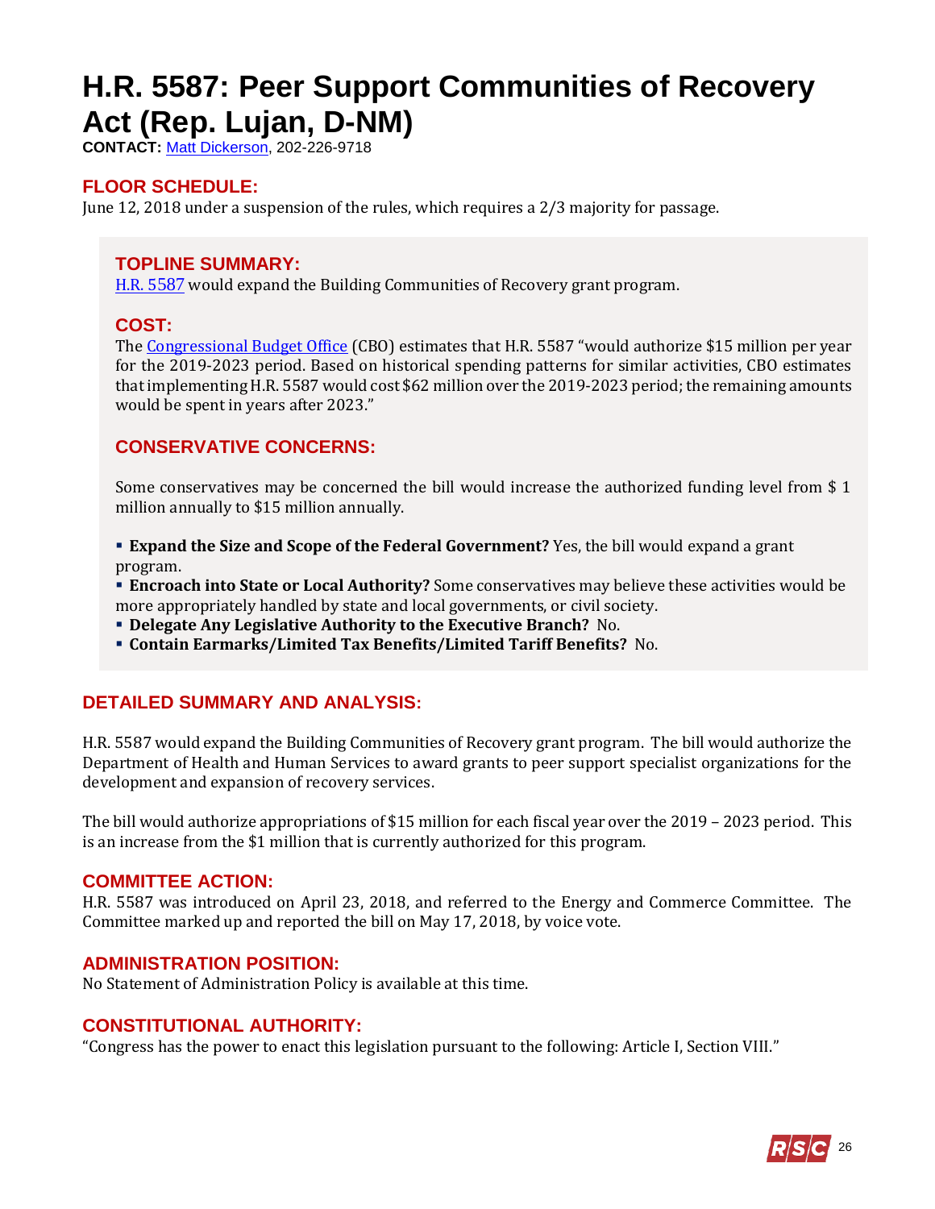# H.R. 5587: Peer Support Communities of Recovery Act (Rep. Lujan, D-NM)

**CONTACT:** [Matt Dickerson](), 202-226-9718

## FLOOR SCHEDULE:

June 12, 2018 under a suspension of the rules, which requires a 2/3 majority for passage.

## TOPLINE SUMMARY:

[H.R. 5587]() would expand the Building Communities of Recovery grant program.

## COST:

The [Congressional Budget Office]() (CBO) estimates that H.R. 5587 "would authorize $15 million per year for the 2019-2023 period. Based on historical spending patterns for similar activities, CBO estimates that implementing H.R. 5587 would cost $62 million over the 2019-2023 period; the remaining amounts would be spent in years after 2023."

## CONSERVATIVE CONCERNS:

Some conservatives may be concerned the bill would increase the authorized funding level from $ 1 million annually to $15 million annually.

- **Expand the Size and Scope of the Federal Government?** Yes, the bill would expand a grant program.
- **Encroach into State or Local Authority?** Some conservatives may believe these activities would be more appropriately handled by state and local governments, or civil society.
- **Delegate Any Legislative Authority to the Executive Branch?** No.
- **Contain Earmarks/Limited Tax Benefits/Limited Tariff Benefits?** No.

## DETAILED SUMMARY AND ANALYSIS:

H.R. 5587 would expand the Building Communities of Recovery grant program. The bill would authorize the Department of Health and Human Services to award grants to peer support specialist organizations for the development and expansion of recovery services.

The bill would authorize appropriations of $15 million for each fiscal year over the 2019 – 2023 period. This is an increase from the $1 million that is currently authorized for this program.

## COMMITTEE ACTION:

H.R. 5587 was introduced on April 23, 2018, and referred to the Energy and Commerce Committee. The Committee marked up and reported the bill on May 17, 2018, by voice vote.

## ADMINISTRATION POSITION:

No Statement of Administration Policy is available at this time.

## CONSTITUTIONAL AUTHORITY:

"Congress has the power to enact this legislation pursuant to the following: Article I, Section VIII."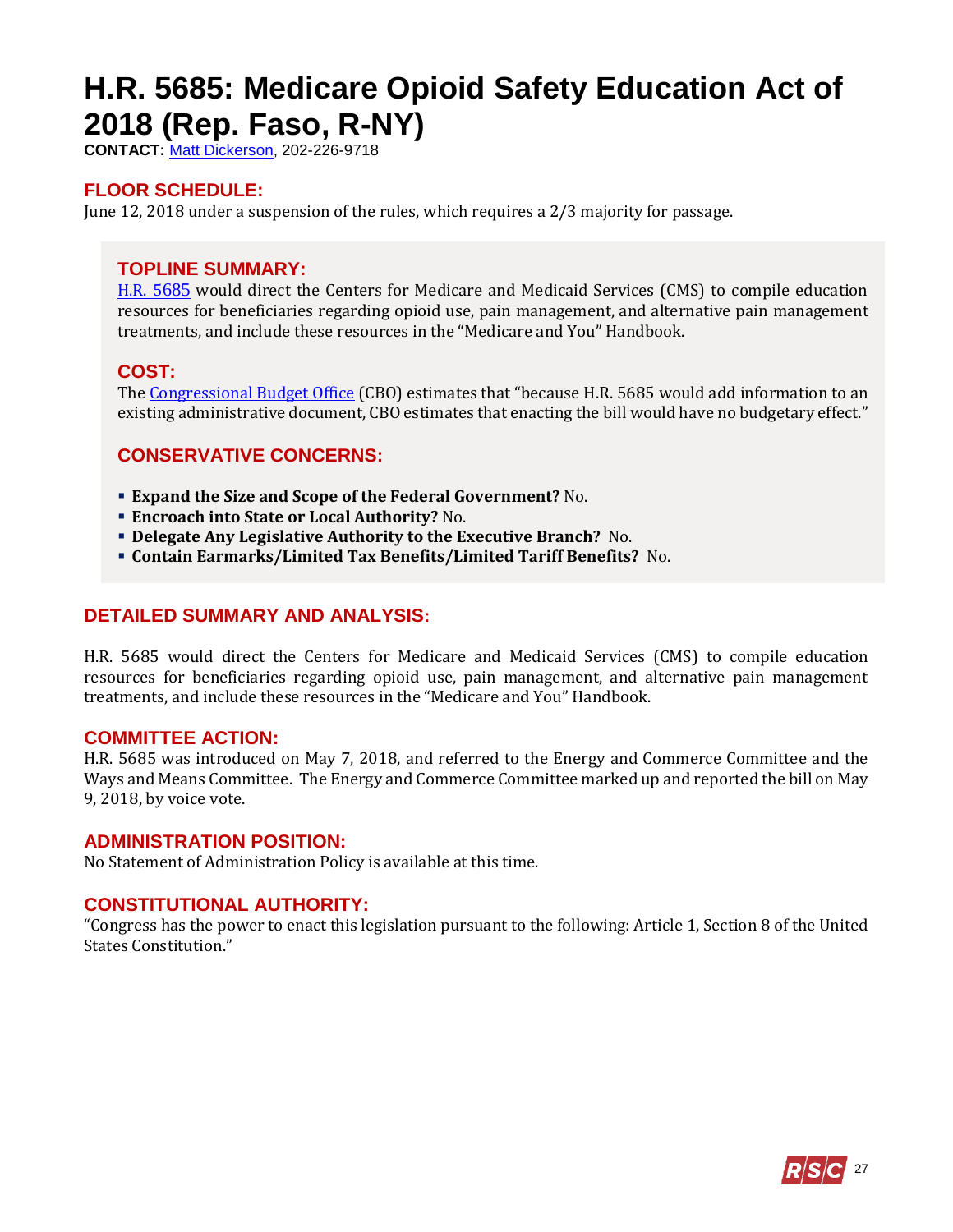# H.R. 5685: Medicare Opioid Safety Education Act of 2018 (Rep. Faso, R-NY)

**CONTACT:** Matt Dickerson, 202-226-9718

## FLOOR SCHEDULE:

June 12, 2018 under a suspension of the rules, which requires a 2/3 majority for passage.

## TOPLINE SUMMARY:

H.R. 5685 would direct the Centers for Medicare and Medicaid Services (CMS) to compile education resources for beneficiaries regarding opioid use, pain management, and alternative pain management treatments, and include these resources in the "Medicare and You" Handbook.

## COST:

The Congressional Budget Office (CBO) estimates that "because H.R. 5685 would add information to an existing administrative document, CBO estimates that enacting the bill would have no budgetary effect."

## CONSERVATIVE CONCERNS:

- **Expand the Size and Scope of the Federal Government?** No.
- **Encroach into State or Local Authority?** No.
- **Delegate Any Legislative Authority to the Executive Branch?** No.
- **Contain Earmarks/Limited Tax Benefits/Limited Tariff Benefits?** No.

## DETAILED SUMMARY AND ANALYSIS:

H.R. 5685 would direct the Centers for Medicare and Medicaid Services (CMS) to compile education resources for beneficiaries regarding opioid use, pain management, and alternative pain management treatments, and include these resources in the "Medicare and You" Handbook.

## COMMITTEE ACTION:

H.R. 5685 was introduced on May 7, 2018, and referred to the Energy and Commerce Committee and the Ways and Means Committee. The Energy and Commerce Committee marked up and reported the bill on May 9, 2018, by voice vote.

## ADMINISTRATION POSITION:

No Statement of Administration Policy is available at this time.

## CONSTITUTIONAL AUTHORITY:

"Congress has the power to enact this legislation pursuant to the following: Article 1, Section 8 of the United States Constitution."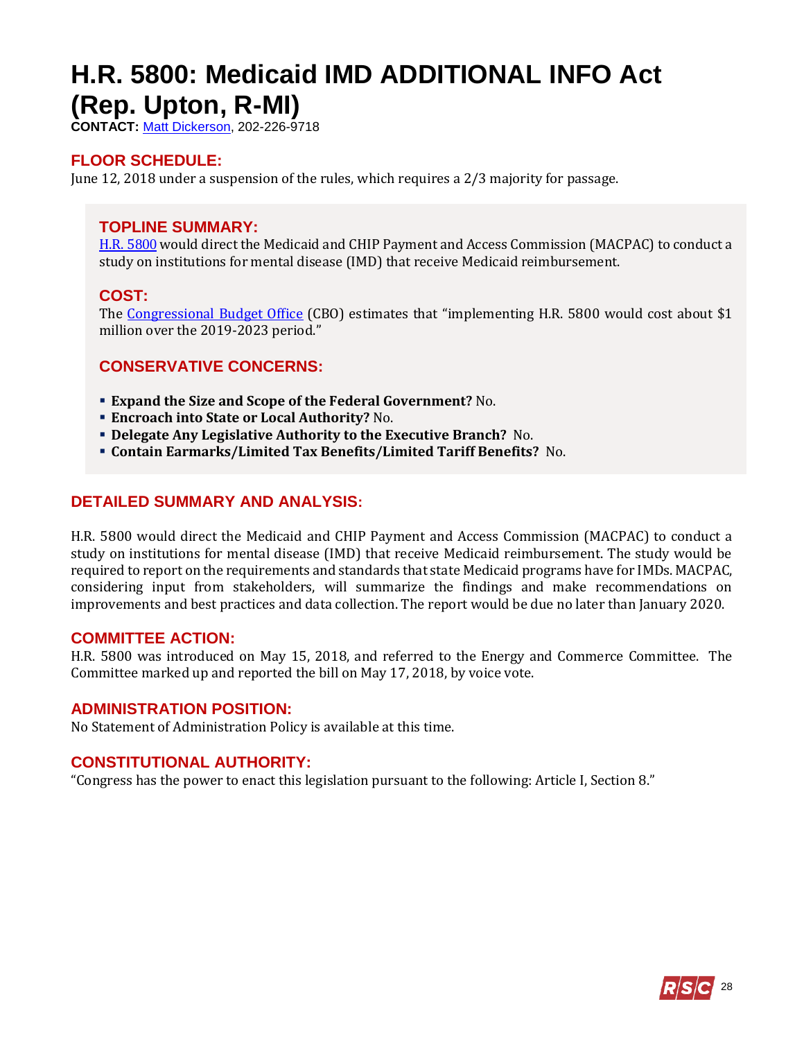# H.R. 5800: Medicaid IMD ADDITIONAL INFO Act (Rep. Upton, R-MI)

**CONTACT:** Matt Dickerson, 202-226-9718

## FLOOR SCHEDULE:

June 12, 2018 under a suspension of the rules, which requires a 2/3 majority for passage.

## TOPLINE SUMMARY:

H.R. 5800 would direct the Medicaid and CHIP Payment and Access Commission (MACPAC) to conduct a study on institutions for mental disease (IMD) that receive Medicaid reimbursement.

## COST:

The Congressional Budget Office (CBO) estimates that "implementing H.R. 5800 would cost about $1 million over the 2019-2023 period."

## CONSERVATIVE CONCERNS:

- **Expand the Size and Scope of the Federal Government?** No.
- **Encroach into State or Local Authority?** No.
- **Delegate Any Legislative Authority to the Executive Branch?** No.
- **Contain Earmarks/Limited Tax Benefits/Limited Tariff Benefits?** No.

## DETAILED SUMMARY AND ANALYSIS:

H.R. 5800 would direct the Medicaid and CHIP Payment and Access Commission (MACPAC) to conduct a study on institutions for mental disease (IMD) that receive Medicaid reimbursement. The study would be required to report on the requirements and standards that state Medicaid programs have for IMDs. MACPAC, considering input from stakeholders, will summarize the findings and make recommendations on improvements and best practices and data collection. The report would be due no later than January 2020.

## COMMITTEE ACTION:

H.R. 5800 was introduced on May 15, 2018, and referred to the Energy and Commerce Committee. The Committee marked up and reported the bill on May 17, 2018, by voice vote.

## ADMINISTRATION POSITION:

No Statement of Administration Policy is available at this time.

## CONSTITUTIONAL AUTHORITY:

"Congress has the power to enact this legislation pursuant to the following: Article I, Section 8."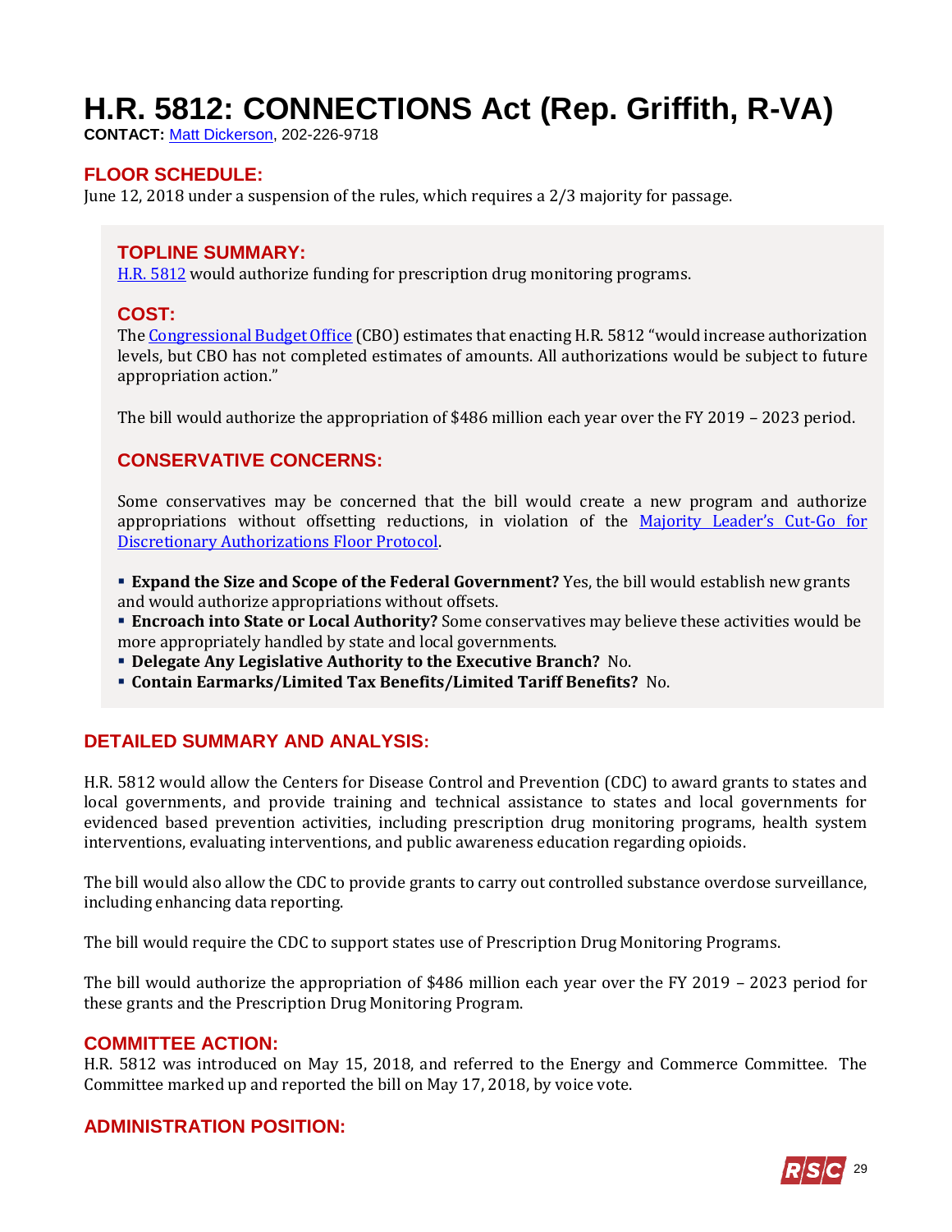# H.R. 5812: CONNECTIONS Act (Rep. Griffith, R-VA)

**CONTACT:** Matt Dickerson, 202-226-9718

## FLOOR SCHEDULE:

June 12, 2018 under a suspension of the rules, which requires a 2/3 majority for passage.

## TOPLINE SUMMARY:

H.R. 5812 would authorize funding for prescription drug monitoring programs.

## COST:

The Congressional Budget Office (CBO) estimates that enacting H.R. 5812 "would increase authorization levels, but CBO has not completed estimates of amounts. All authorizations would be subject to future appropriation action."

The bill would authorize the appropriation of $486 million each year over the FY 2019 – 2023 period.

## CONSERVATIVE CONCERNS:

Some conservatives may be concerned that the bill would create a new program and authorize appropriations without offsetting reductions, in violation of the Majority Leader's Cut-Go for Discretionary Authorizations Floor Protocol.

- **Expand the Size and Scope of the Federal Government?** Yes, the bill would establish new grants and would authorize appropriations without offsets.
- **Encroach into State or Local Authority?** Some conservatives may believe these activities would be more appropriately handled by state and local governments.
- **Delegate Any Legislative Authority to the Executive Branch?** No.
- **Contain Earmarks/Limited Tax Benefits/Limited Tariff Benefits?** No.

## DETAILED SUMMARY AND ANALYSIS:

H.R. 5812 would allow the Centers for Disease Control and Prevention (CDC) to award grants to states and local governments, and provide training and technical assistance to states and local governments for evidenced based prevention activities, including prescription drug monitoring programs, health system interventions, evaluating interventions, and public awareness education regarding opioids.

The bill would also allow the CDC to provide grants to carry out controlled substance overdose surveillance, including enhancing data reporting.

The bill would require the CDC to support states use of Prescription Drug Monitoring Programs.

The bill would authorize the appropriation of $486 million each year over the FY 2019 – 2023 period for these grants and the Prescription Drug Monitoring Program.

## COMMITTEE ACTION:

H.R. 5812 was introduced on May 15, 2018, and referred to the Energy and Commerce Committee. The Committee marked up and reported the bill on May 17, 2018, by voice vote.

## ADMINISTRATION POSITION: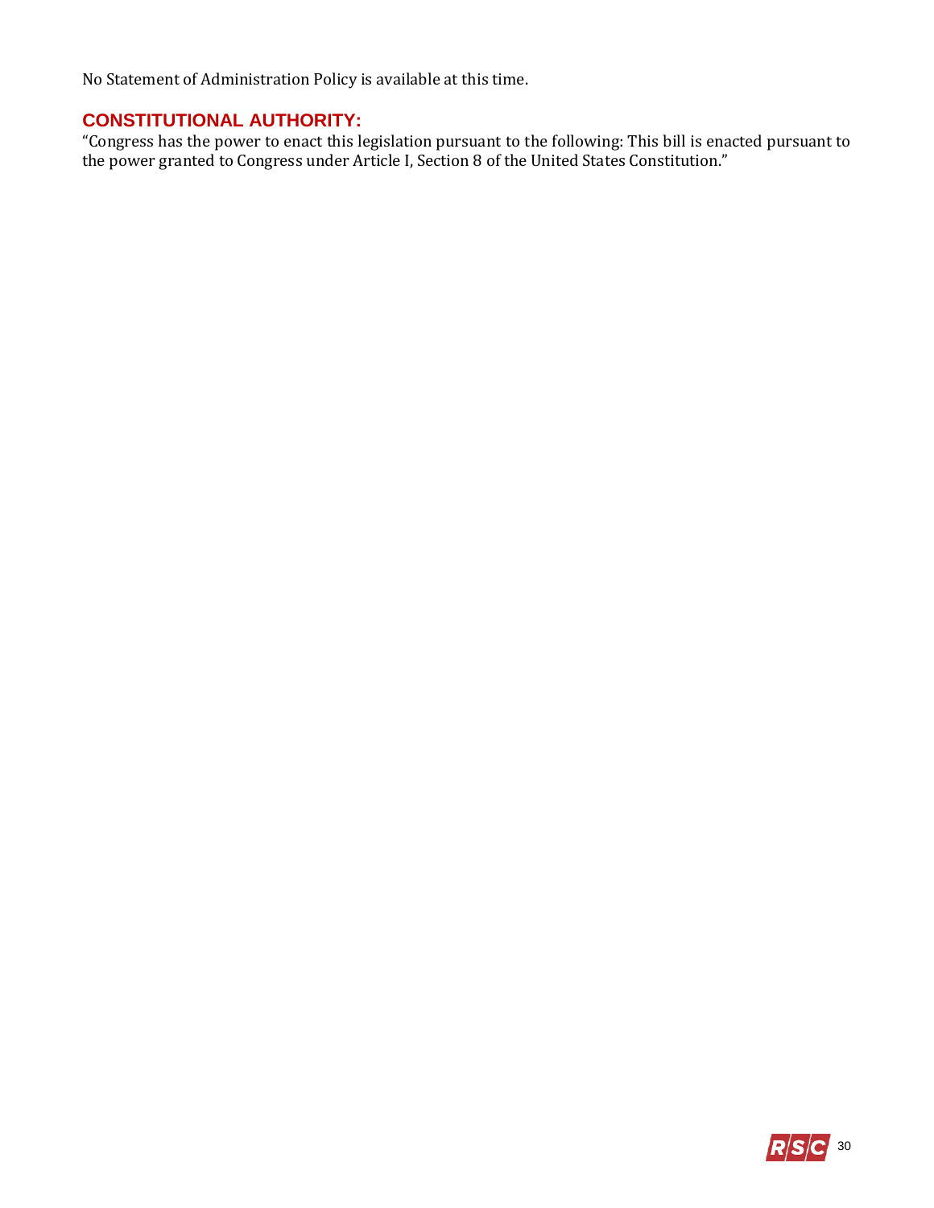No Statement of Administration Policy is available at this time.

## CONSTITUTIONAL AUTHORITY:

"Congress has the power to enact this legislation pursuant to the following: This bill is enacted pursuant to the power granted to Congress under Article I, Section 8 of the United States Constitution."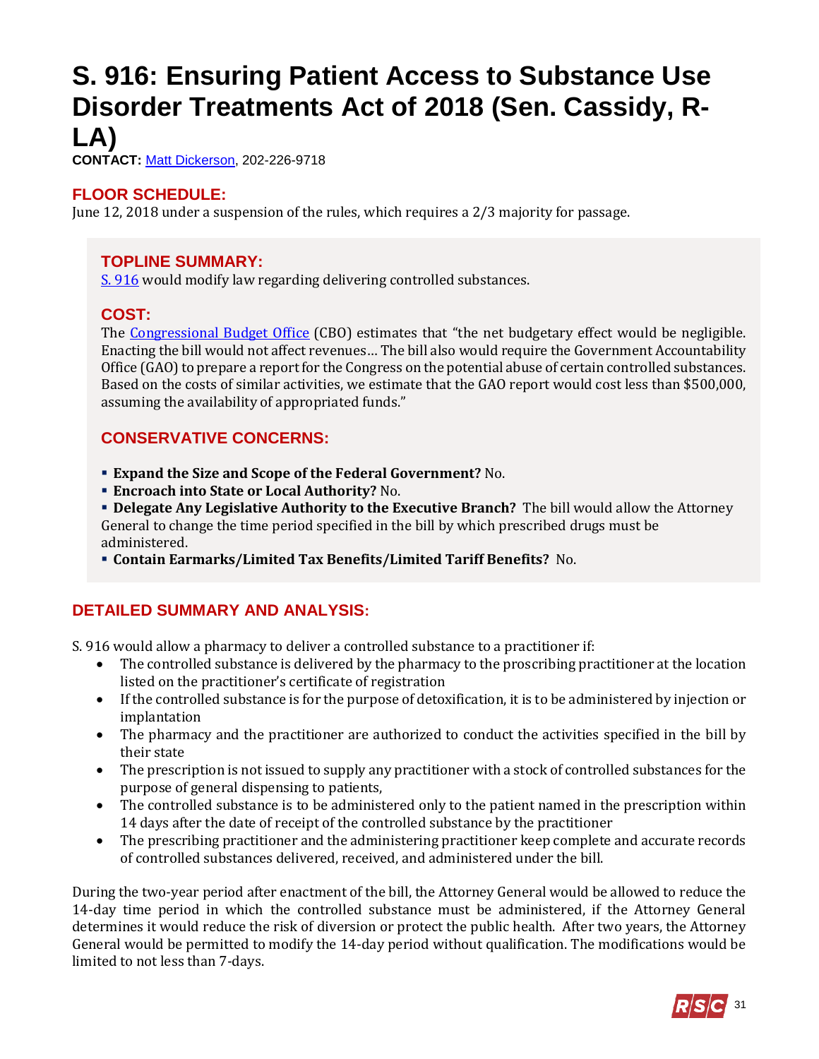# S. 916: Ensuring Patient Access to Substance Use Disorder Treatments Act of 2018 (Sen. Cassidy, R-LA)

**CONTACT:** Matt Dickerson, 202-226-9718

## FLOOR SCHEDULE:

June 12, 2018 under a suspension of the rules, which requires a 2/3 majority for passage.

## TOPLINE SUMMARY:

S. 916 would modify law regarding delivering controlled substances.

## COST:

The Congressional Budget Office (CBO) estimates that "the net budgetary effect would be negligible. Enacting the bill would not affect revenues… The bill also would require the Government Accountability Office (GAO) to prepare a report for the Congress on the potential abuse of certain controlled substances. Based on the costs of similar activities, we estimate that the GAO report would cost less than $500,000, assuming the availability of appropriated funds."

## CONSERVATIVE CONCERNS:

- **Expand the Size and Scope of the Federal Government?** No.
- **Encroach into State or Local Authority?** No.
- **Delegate Any Legislative Authority to the Executive Branch?** The bill would allow the Attorney General to change the time period specified in the bill by which prescribed drugs must be administered.
- **Contain Earmarks/Limited Tax Benefits/Limited Tariff Benefits?** No.

## DETAILED SUMMARY AND ANALYSIS:

S. 916 would allow a pharmacy to deliver a controlled substance to a practitioner if:

- The controlled substance is delivered by the pharmacy to the proscribing practitioner at the location listed on the practitioner's certificate of registration
- If the controlled substance is for the purpose of detoxification, it is to be administered by injection or implantation
- The pharmacy and the practitioner are authorized to conduct the activities specified in the bill by their state
- The prescription is not issued to supply any practitioner with a stock of controlled substances for the purpose of general dispensing to patients,
- The controlled substance is to be administered only to the patient named in the prescription within 14 days after the date of receipt of the controlled substance by the practitioner
- The prescribing practitioner and the administering practitioner keep complete and accurate records of controlled substances delivered, received, and administered under the bill.

During the two-year period after enactment of the bill, the Attorney General would be allowed to reduce the 14-day time period in which the controlled substance must be administered, if the Attorney General determines it would reduce the risk of diversion or protect the public health. After two years, the Attorney General would be permitted to modify the 14-day period without qualification. The modifications would be limited to not less than 7-days.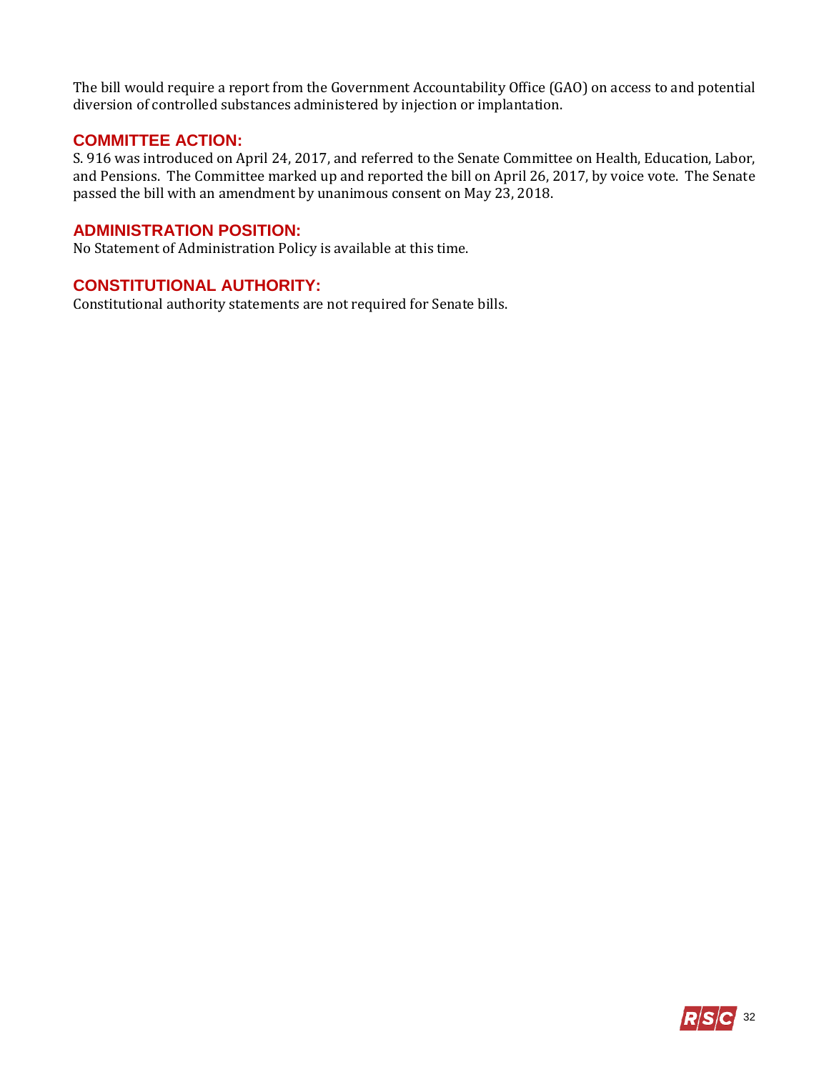The bill would require a report from the Government Accountability Office (GAO) on access to and potential diversion of controlled substances administered by injection or implantation.

## COMMITTEE ACTION:

S. 916 was introduced on April 24, 2017, and referred to the Senate Committee on Health, Education, Labor, and Pensions. The Committee marked up and reported the bill on April 26, 2017, by voice vote. The Senate passed the bill with an amendment by unanimous consent on May 23, 2018.

## ADMINISTRATION POSITION:

No Statement of Administration Policy is available at this time.

## CONSTITUTIONAL AUTHORITY:

Constitutional authority statements are not required for Senate bills.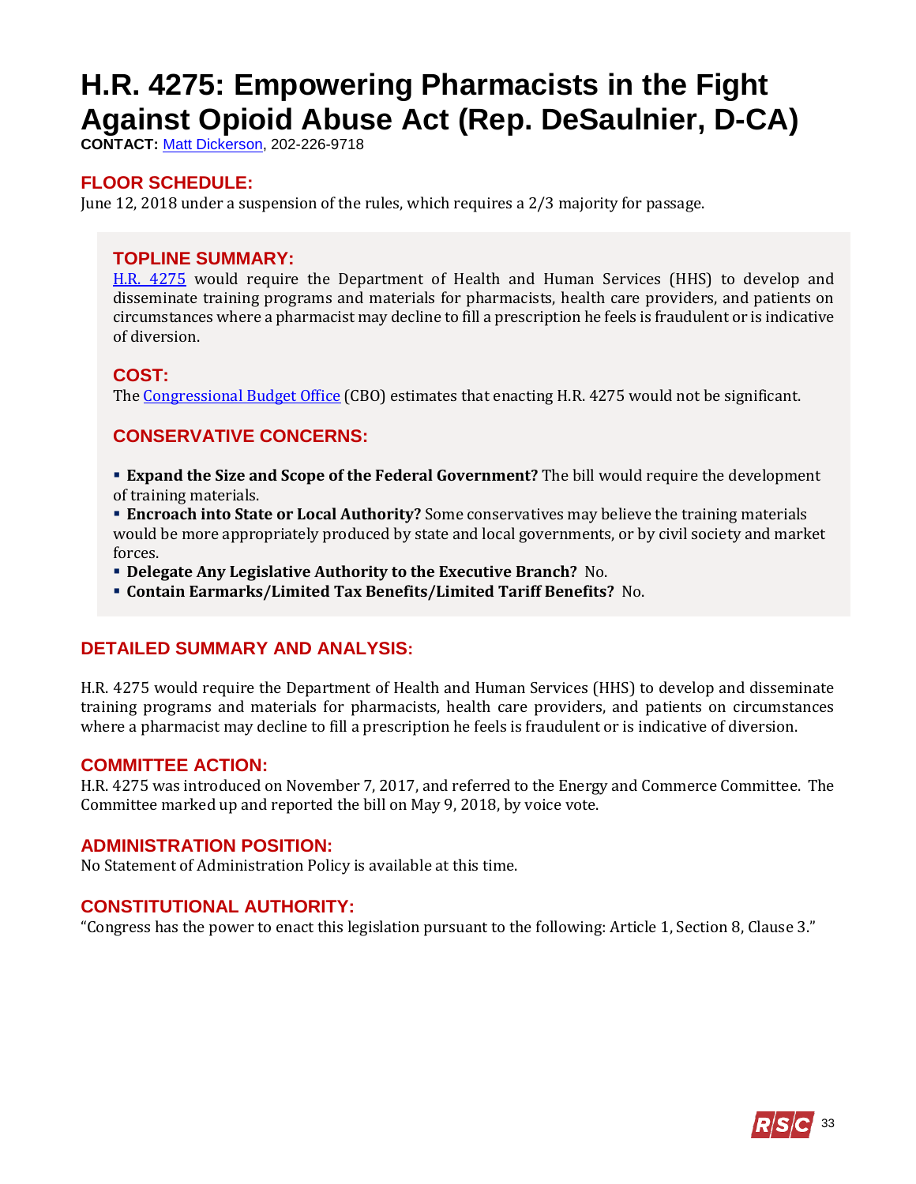# H.R. 4275: Empowering Pharmacists in the Fight Against Opioid Abuse Act (Rep. DeSaulnier, D-CA)

**CONTACT:** Matt Dickerson, 202-226-9718

## FLOOR SCHEDULE:

June 12, 2018 under a suspension of the rules, which requires a 2/3 majority for passage.

## TOPLINE SUMMARY:

H.R. 4275 would require the Department of Health and Human Services (HHS) to develop and disseminate training programs and materials for pharmacists, health care providers, and patients on circumstances where a pharmacist may decline to fill a prescription he feels is fraudulent or is indicative of diversion.

## COST:

The Congressional Budget Office (CBO) estimates that enacting H.R. 4275 would not be significant.

## CONSERVATIVE CONCERNS:

- **Expand the Size and Scope of the Federal Government?** The bill would require the development of training materials.
- **Encroach into State or Local Authority?** Some conservatives may believe the training materials would be more appropriately produced by state and local governments, or by civil society and market forces.
- **Delegate Any Legislative Authority to the Executive Branch?** No.
- **Contain Earmarks/Limited Tax Benefits/Limited Tariff Benefits?** No.

## DETAILED SUMMARY AND ANALYSIS:

H.R. 4275 would require the Department of Health and Human Services (HHS) to develop and disseminate training programs and materials for pharmacists, health care providers, and patients on circumstances where a pharmacist may decline to fill a prescription he feels is fraudulent or is indicative of diversion.

## COMMITTEE ACTION:

H.R. 4275 was introduced on November 7, 2017, and referred to the Energy and Commerce Committee. The Committee marked up and reported the bill on May 9, 2018, by voice vote.

## ADMINISTRATION POSITION:

No Statement of Administration Policy is available at this time.

## CONSTITUTIONAL AUTHORITY:

"Congress has the power to enact this legislation pursuant to the following: Article 1, Section 8, Clause 3."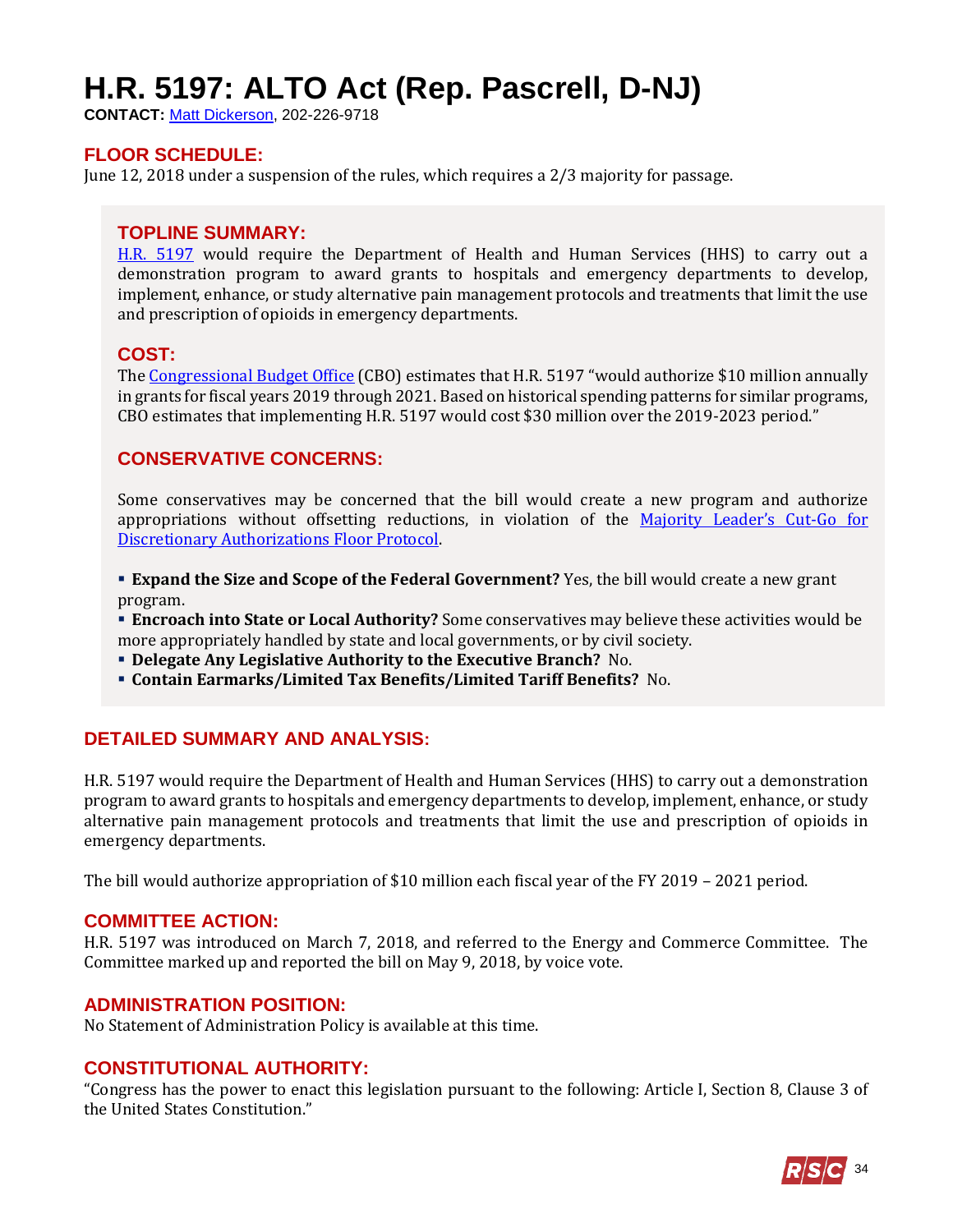# H.R. 5197: ALTO Act (Rep. Pascrell, D-NJ)

**CONTACT:** Matt Dickerson, 202-226-9718

## FLOOR SCHEDULE:

June 12, 2018 under a suspension of the rules, which requires a 2/3 majority for passage.

## TOPLINE SUMMARY:

H.R. 5197 would require the Department of Health and Human Services (HHS) to carry out a demonstration program to award grants to hospitals and emergency departments to develop, implement, enhance, or study alternative pain management protocols and treatments that limit the use and prescription of opioids in emergency departments.

## COST:

The Congressional Budget Office (CBO) estimates that H.R. 5197 "would authorize $10 million annually in grants for fiscal years 2019 through 2021. Based on historical spending patterns for similar programs, CBO estimates that implementing H.R. 5197 would cost $30 million over the 2019-2023 period."

## CONSERVATIVE CONCERNS:

Some conservatives may be concerned that the bill would create a new program and authorize appropriations without offsetting reductions, in violation of the Majority Leader's Cut-Go for Discretionary Authorizations Floor Protocol.

- **Expand the Size and Scope of the Federal Government?** Yes, the bill would create a new grant program.
- **Encroach into State or Local Authority?** Some conservatives may believe these activities would be more appropriately handled by state and local governments, or by civil society.
- **Delegate Any Legislative Authority to the Executive Branch?** No.
- **Contain Earmarks/Limited Tax Benefits/Limited Tariff Benefits?** No.

## DETAILED SUMMARY AND ANALYSIS:

H.R. 5197 would require the Department of Health and Human Services (HHS) to carry out a demonstration program to award grants to hospitals and emergency departments to develop, implement, enhance, or study alternative pain management protocols and treatments that limit the use and prescription of opioids in emergency departments.

The bill would authorize appropriation of $10 million each fiscal year of the FY 2019 – 2021 period.

## COMMITTEE ACTION:

H.R. 5197 was introduced on March 7, 2018, and referred to the Energy and Commerce Committee. The Committee marked up and reported the bill on May 9, 2018, by voice vote.

## ADMINISTRATION POSITION:

No Statement of Administration Policy is available at this time.

## CONSTITUTIONAL AUTHORITY:

"Congress has the power to enact this legislation pursuant to the following: Article I, Section 8, Clause 3 of the United States Constitution."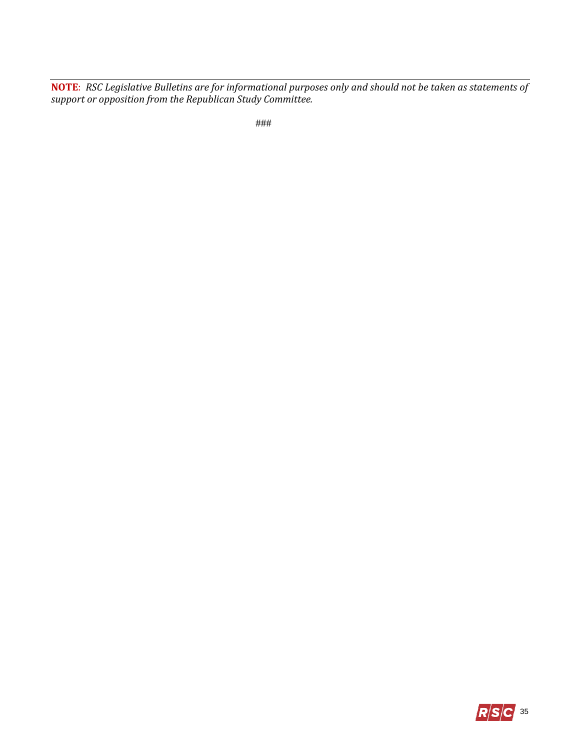**NOTE**: *RSC Legislative Bulletins are for informational purposes only and should not be taken as statements of support or opposition from the Republican Study Committee.*

###